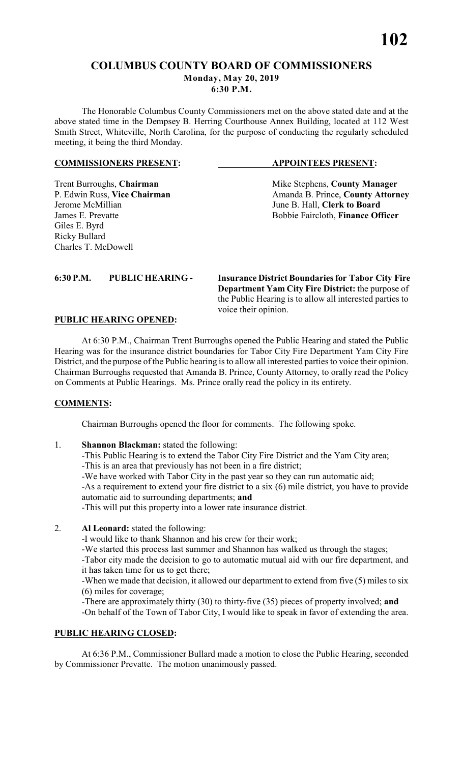# COLUMBUS COUNTY BOARD OF COMMISSIONERS

**Monday, May 20, 2019**
**6:30 P.M.**

The Honorable Columbus County Commissioners met on the above stated date and at the above stated time in the Dempsey B. Herring Courthouse Annex Building, located at 112 West Smith Street, Whiteville, North Carolina, for the purpose of conducting the regularly scheduled meeting, it being the third Monday.

| **COMMISSIONERS PRESENT:** | **APPOINTEES PRESENT:** |
|---|---|
| Trent Burroughs, **Chairman** | Mike Stephens, **County Manager** |
| P. Edwin Russ, **Vice Chairman** | Amanda B. Prince, **County Attorney** |
| Jerome McMillian | June B. Hall, **Clerk to Board** |
| James E. Prevatte | Bobbie Faircloth, **Finance Officer** |
| Giles E. Byrd | |
| Ricky Bullard | |
| Charles T. McDowell | |

**6:30 P.M. PUBLIC HEARING - Insurance District Boundaries for Tabor City Fire Department Yam City Fire District:** the purpose of the Public Hearing is to allow all interested parties to voice their opinion.

**PUBLIC HEARING OPENED:**

At 6:30 P.M., Chairman Trent Burroughs opened the Public Hearing and stated the Public Hearing was for the insurance district boundaries for Tabor City Fire Department Yam City Fire District, and the purpose of the Public hearing is to allow all interested parties to voice their opinion. Chairman Burroughs requested that Amanda B. Prince, County Attorney, to orally read the Policy on Comments at Public Hearings. Ms. Prince orally read the policy in its entirety.

**COMMENTS:**

Chairman Burroughs opened the floor for comments. The following spoke.

1. **Shannon Blackman:** stated the following:
   - -This Public Hearing is to extend the Tabor City Fire District and the Yam City area;
   - -This is an area that previously has not been in a fire district;
   - -We have worked with Tabor City in the past year so they can run automatic aid;
   - -As a requirement to extend your fire district to a six (6) mile district, you have to provide automatic aid to surrounding departments; **and**
   - -This will put this property into a lower rate insurance district.

2. **Al Leonard:** stated the following:
   - -I would like to thank Shannon and his crew for their work;
   - -We started this process last summer and Shannon has walked us through the stages;
   - -Tabor city made the decision to go to automatic mutual aid with our fire department, and it has taken time for us to get there;
   - -When we made that decision, it allowed our department to extend from five (5) miles to six (6) miles for coverage;
   - -There are approximately thirty (30) to thirty-five (35) pieces of property involved; **and**
   - -On behalf of the Town of Tabor City, I would like to speak in favor of extending the area.

**PUBLIC HEARING CLOSED:**

At 6:36 P.M., Commissioner Bullard made a motion to close the Public Hearing, seconded by Commissioner Prevatte. The motion unanimously passed.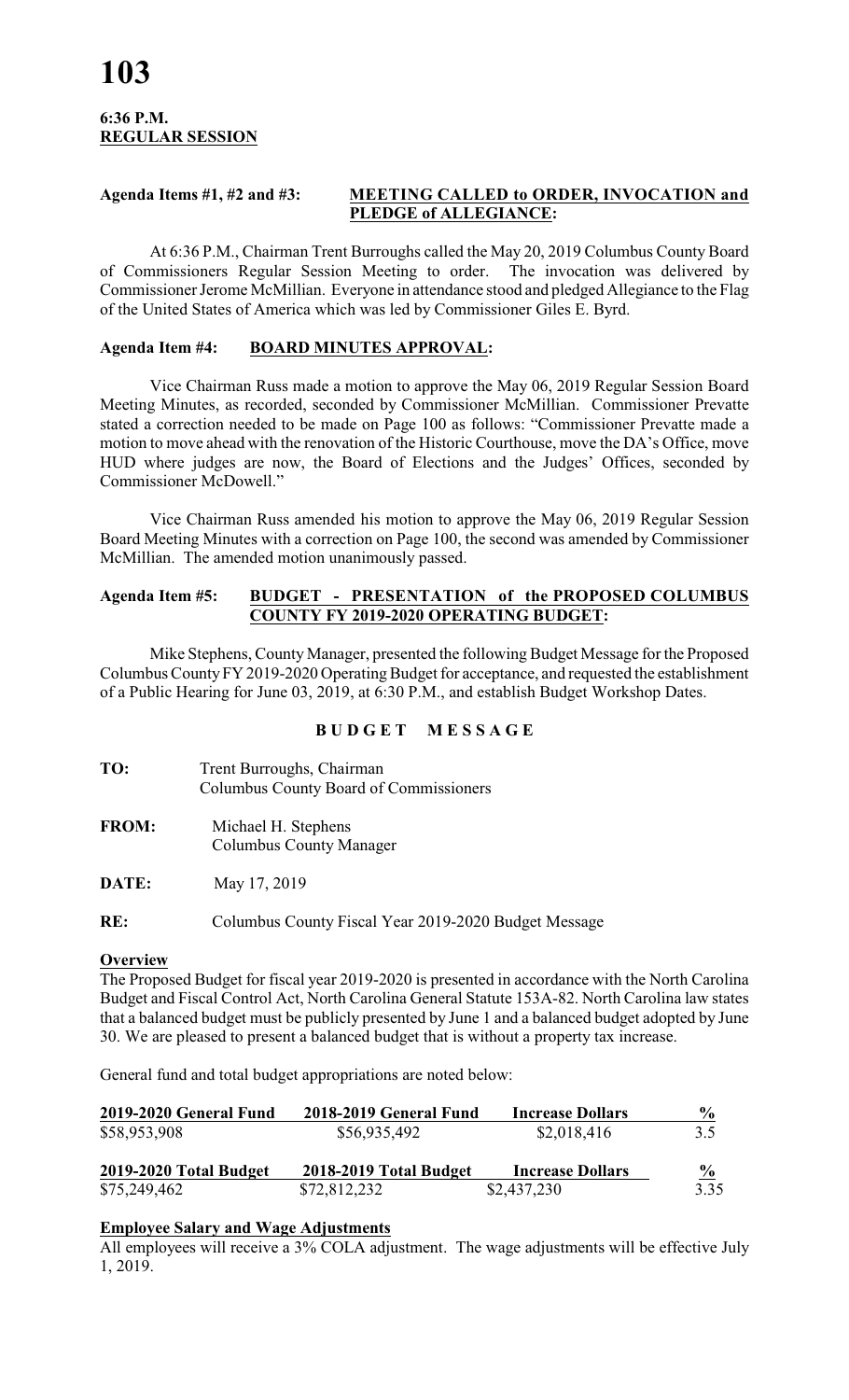**6:36 P.M.**
**REGULAR SESSION**

**Agenda Items #1, #2 and #3: MEETING CALLED to ORDER, INVOCATION and PLEDGE of ALLEGIANCE:**

At 6:36 P.M., Chairman Trent Burroughs called the May 20, 2019 Columbus County Board of Commissioners Regular Session Meeting to order. The invocation was delivered by Commissioner Jerome McMillian. Everyone in attendance stood and pledged Allegiance to the Flag of the United States of America which was led by Commissioner Giles E. Byrd.

**Agenda Item #4: BOARD MINUTES APPROVAL:**

Vice Chairman Russ made a motion to approve the May 06, 2019 Regular Session Board Meeting Minutes, as recorded, seconded by Commissioner McMillian. Commissioner Prevatte stated a correction needed to be made on Page 100 as follows: "Commissioner Prevatte made a motion to move ahead with the renovation of the Historic Courthouse, move the DA's Office, move HUD where judges are now, the Board of Elections and the Judges' Offices, seconded by Commissioner McDowell."

Vice Chairman Russ amended his motion to approve the May 06, 2019 Regular Session Board Meeting Minutes with a correction on Page 100, the second was amended by Commissioner McMillian. The amended motion unanimously passed.

**Agenda Item #5: BUDGET - PRESENTATION of the PROPOSED COLUMBUS COUNTY FY 2019-2020 OPERATING BUDGET:**

Mike Stephens, County Manager, presented the following Budget Message for the Proposed Columbus County FY 2019-2020 Operating Budget for acceptance, and requested the establishment of a Public Hearing for June 03, 2019, at 6:30 P.M., and establish Budget Workshop Dates.

## B U D G E T M E S S A G E

**TO:** Trent Burroughs, Chairman
Columbus County Board of Commissioners

**FROM:** Michael H. Stephens
Columbus County Manager

**DATE:** May 17, 2019

**RE:** Columbus County Fiscal Year 2019-2020 Budget Message

**Overview**

The Proposed Budget for fiscal year 2019-2020 is presented in accordance with the North Carolina Budget and Fiscal Control Act, North Carolina General Statute 153A-82. North Carolina law states that a balanced budget must be publicly presented by June 1 and a balanced budget adopted by June 30. We are pleased to present a balanced budget that is without a property tax increase.

General fund and total budget appropriations are noted below:

| 2019-2020 General Fund | 2018-2019 General Fund | Increase Dollars | % |
|---|---|---|---|
| $58,953,908 | $56,935,492 | $2,018,416 | 3.5 |

| 2019-2020 Total Budget | 2018-2019 Total Budget | Increase Dollars | % |
|---|---|---|---|
| $75,249,462 | $72,812,232 | $2,437,230 | 3.35 |

**Employee Salary and Wage Adjustments**

All employees will receive a 3% COLA adjustment. The wage adjustments will be effective July 1, 2019.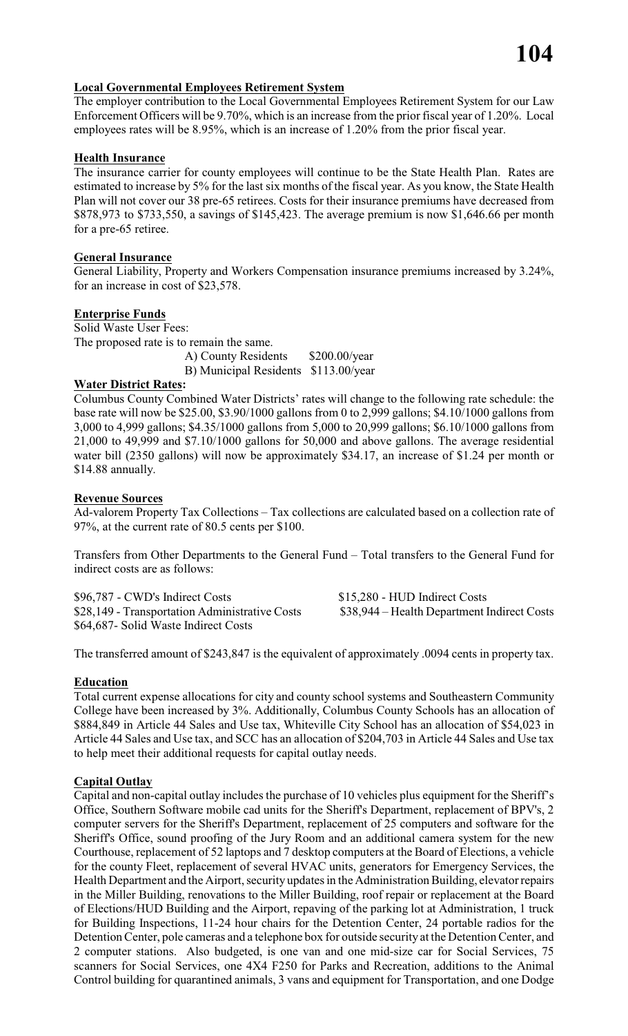**Local Governmental Employees Retirement System**

The employer contribution to the Local Governmental Employees Retirement System for our Law Enforcement Officers will be 9.70%, which is an increase from the prior fiscal year of 1.20%. Local employees rates will be 8.95%, which is an increase of 1.20% from the prior fiscal year.

**Health Insurance**

The insurance carrier for county employees will continue to be the State Health Plan. Rates are estimated to increase by 5% for the last six months of the fiscal year. As you know, the State Health Plan will not cover our 38 pre-65 retirees. Costs for their insurance premiums have decreased from $878,973 to $733,550, a savings of $145,423. The average premium is now $1,646.66 per month for a pre-65 retiree.

**General Insurance**

General Liability, Property and Workers Compensation insurance premiums increased by 3.24%, for an increase in cost of $23,578.

**Enterprise Funds**

Solid Waste User Fees:

The proposed rate is to remain the same.

| | |
|---|---|
| A) County Residents | $200.00/year |
| B) Municipal Residents | $113.00/year |

**Water District Rates:**

Columbus County Combined Water Districts' rates will change to the following rate schedule: the base rate will now be $25.00, $3.90/1000 gallons from 0 to 2,999 gallons; $4.10/1000 gallons from 3,000 to 4,999 gallons; $4.35/1000 gallons from 5,000 to 20,999 gallons; $6.10/1000 gallons from 21,000 to 49,999 and $7.10/1000 gallons for 50,000 and above gallons. The average residential water bill (2350 gallons) will now be approximately $34.17, an increase of $1.24 per month or $14.88 annually.

**Revenue Sources**

Ad-valorem Property Tax Collections – Tax collections are calculated based on a collection rate of 97%, at the current rate of 80.5 cents per $100.

Transfers from Other Departments to the General Fund – Total transfers to the General Fund for indirect costs are as follows:

| | |
|---|---|
| $96,787 - CWD's Indirect Costs | $15,280 - HUD Indirect Costs |
| $28,149 - Transportation Administrative Costs | $38,944 – Health Department Indirect Costs |
| $64,687- Solid Waste Indirect Costs | |

The transferred amount of $243,847 is the equivalent of approximately .0094 cents in property tax.

**Education**

Total current expense allocations for city and county school systems and Southeastern Community College have been increased by 3%. Additionally, Columbus County Schools has an allocation of $884,849 in Article 44 Sales and Use tax, Whiteville City School has an allocation of $54,023 in Article 44 Sales and Use tax, and SCC has an allocation of $204,703 in Article 44 Sales and Use tax to help meet their additional requests for capital outlay needs.

**Capital Outlay**

Capital and non-capital outlay includes the purchase of 10 vehicles plus equipment for the Sheriff's Office, Southern Software mobile cad units for the Sheriff's Department, replacement of BPV's, 2 computer servers for the Sheriff's Department, replacement of 25 computers and software for the Sheriff's Office, sound proofing of the Jury Room and an additional camera system for the new Courthouse, replacement of 52 laptops and 7 desktop computers at the Board of Elections, a vehicle for the county Fleet, replacement of several HVAC units, generators for Emergency Services, the Health Department and the Airport, security updates in the Administration Building, elevator repairs in the Miller Building, renovations to the Miller Building, roof repair or replacement at the Board of Elections/HUD Building and the Airport, repaving of the parking lot at Administration, 1 truck for Building Inspections, 11-24 hour chairs for the Detention Center, 24 portable radios for the Detention Center, pole cameras and a telephone box for outside security at the Detention Center, and 2 computer stations. Also budgeted, is one van and one mid-size car for Social Services, 75 scanners for Social Services, one 4X4 F250 for Parks and Recreation, additions to the Animal Control building for quarantined animals, 3 vans and equipment for Transportation, and one Dodge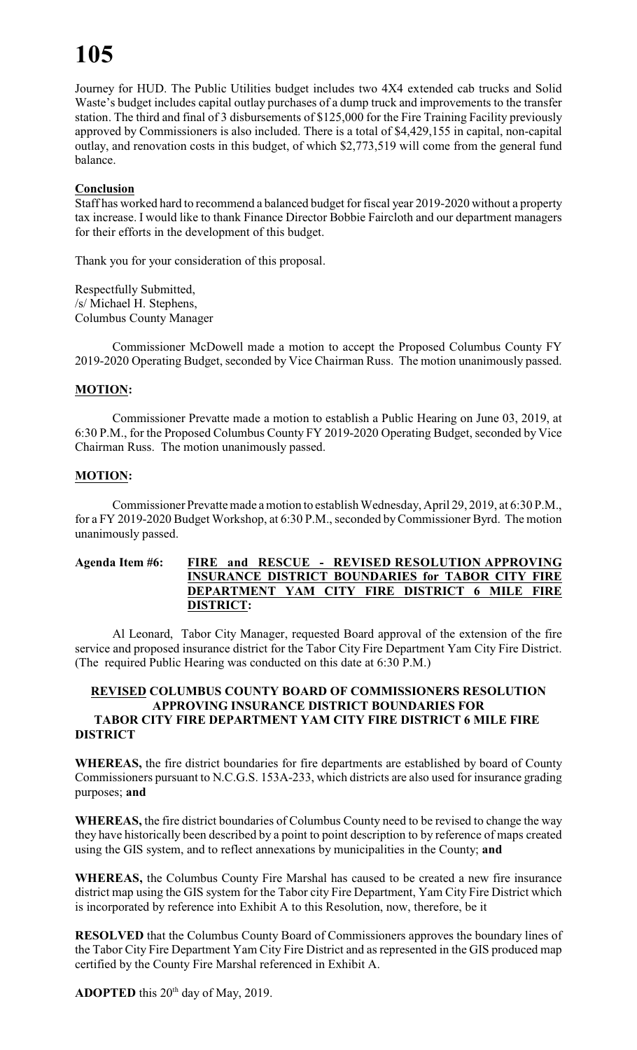Journey for HUD. The Public Utilities budget includes two 4X4 extended cab trucks and Solid Waste's budget includes capital outlay purchases of a dump truck and improvements to the transfer station. The third and final of 3 disbursements of $125,000 for the Fire Training Facility previously approved by Commissioners is also included. There is a total of $4,429,155 in capital, non-capital outlay, and renovation costs in this budget, of which $2,773,519 will come from the general fund balance.

**Conclusion**

Staff has worked hard to recommend a balanced budget for fiscal year 2019-2020 without a property tax increase. I would like to thank Finance Director Bobbie Faircloth and our department managers for their efforts in the development of this budget.

Thank you for your consideration of this proposal.

Respectfully Submitted,
/s/ Michael H. Stephens,
Columbus County Manager

Commissioner McDowell made a motion to accept the Proposed Columbus County FY 2019-2020 Operating Budget, seconded by Vice Chairman Russ. The motion unanimously passed.

**MOTION:**

Commissioner Prevatte made a motion to establish a Public Hearing on June 03, 2019, at 6:30 P.M., for the Proposed Columbus County FY 2019-2020 Operating Budget, seconded by Vice Chairman Russ. The motion unanimously passed.

**MOTION:**

Commissioner Prevatte made a motion to establish Wednesday, April 29, 2019, at 6:30 P.M., for a FY 2019-2020 Budget Workshop, at 6:30 P.M., seconded by Commissioner Byrd. The motion unanimously passed.

**Agenda Item #6: FIRE and RESCUE - REVISED RESOLUTION APPROVING INSURANCE DISTRICT BOUNDARIES for TABOR CITY FIRE DEPARTMENT YAM CITY FIRE DISTRICT 6 MILE FIRE DISTRICT:**

Al Leonard, Tabor City Manager, requested Board approval of the extension of the fire service and proposed insurance district for the Tabor City Fire Department Yam City Fire District. (The required Public Hearing was conducted on this date at 6:30 P.M.)

**REVISED COLUMBUS COUNTY BOARD OF COMMISSIONERS RESOLUTION APPROVING INSURANCE DISTRICT BOUNDARIES FOR TABOR CITY FIRE DEPARTMENT YAM CITY FIRE DISTRICT 6 MILE FIRE DISTRICT**

**WHEREAS,** the fire district boundaries for fire departments are established by board of County Commissioners pursuant to N.C.G.S. 153A-233, which districts are also used for insurance grading purposes; **and**

**WHEREAS,** the fire district boundaries of Columbus County need to be revised to change the way they have historically been described by a point to point description to by reference of maps created using the GIS system, and to reflect annexations by municipalities in the County; **and**

**WHEREAS,** the Columbus County Fire Marshal has caused to be created a new fire insurance district map using the GIS system for the Tabor city Fire Department, Yam City Fire District which is incorporated by reference into Exhibit A to this Resolution, now, therefore, be it

**RESOLVED** that the Columbus County Board of Commissioners approves the boundary lines of the Tabor City Fire Department Yam City Fire District and as represented in the GIS produced map certified by the County Fire Marshal referenced in Exhibit A.

**ADOPTED** this 20th day of May, 2019.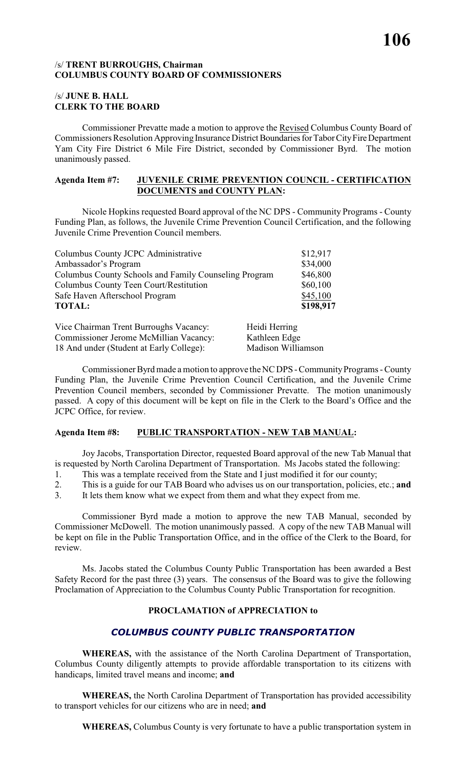/s/ **TRENT BURROUGHS, Chairman**
**COLUMBUS COUNTY BOARD OF COMMISSIONERS**

/s/ **JUNE B. HALL**
**CLERK TO THE BOARD**

Commissioner Prevatte made a motion to approve the Revised Columbus County Board of Commissioners Resolution Approving Insurance District Boundaries for Tabor City Fire Department Yam City Fire District 6 Mile Fire District, seconded by Commissioner Byrd. The motion unanimously passed.

**Agenda Item #7: JUVENILE CRIME PREVENTION COUNCIL - CERTIFICATION DOCUMENTS and COUNTY PLAN:**

Nicole Hopkins requested Board approval of the NC DPS - Community Programs - County Funding Plan, as follows, the Juvenile Crime Prevention Council Certification, and the following Juvenile Crime Prevention Council members.

| | |
|---|---|
| Columbus County JCPC Administrative | $12,917 |
| Ambassador's Program | $34,000 |
| Columbus County Schools and Family Counseling Program | $46,800 |
| Columbus County Teen Court/Restitution | $60,100 |
| Safe Haven Afterschool Program | $45,100 |
| **TOTAL:** | **$198,917** |

| | |
|---|---|
| Vice Chairman Trent Burroughs Vacancy: | Heidi Herring |
| Commissioner Jerome McMillian Vacancy: | Kathleen Edge |
| 18 And under (Student at Early College): | Madison Williamson |

Commissioner Byrd made a motion to approve the NC DPS - Community Programs - County Funding Plan, the Juvenile Crime Prevention Council Certification, and the Juvenile Crime Prevention Council members, seconded by Commissioner Prevatte. The motion unanimously passed. A copy of this document will be kept on file in the Clerk to the Board's Office and the JCPC Office, for review.

**Agenda Item #8: PUBLIC TRANSPORTATION - NEW TAB MANUAL:**

Joy Jacobs, Transportation Director, requested Board approval of the new Tab Manual that is requested by North Carolina Department of Transportation. Ms Jacobs stated the following:

1. This was a template received from the State and I just modified it for our county;
2. This is a guide for our TAB Board who advises us on our transportation, policies, etc.; **and**
3. It lets them know what we expect from them and what they expect from me.

Commissioner Byrd made a motion to approve the new TAB Manual, seconded by Commissioner McDowell. The motion unanimously passed. A copy of the new TAB Manual will be kept on file in the Public Transportation Office, and in the office of the Clerk to the Board, for review.

Ms. Jacobs stated the Columbus County Public Transportation has been awarded a Best Safety Record for the past three (3) years. The consensus of the Board was to give the following Proclamation of Appreciation to the Columbus County Public Transportation for recognition.

**PROCLAMATION of APPRECIATION to**

***COLUMBUS COUNTY PUBLIC TRANSPORTATION***

**WHEREAS,** with the assistance of the North Carolina Department of Transportation, Columbus County diligently attempts to provide affordable transportation to its citizens with handicaps, limited travel means and income; **and**

**WHEREAS,** the North Carolina Department of Transportation has provided accessibility to transport vehicles for our citizens who are in need; **and**

**WHEREAS,** Columbus County is very fortunate to have a public transportation system in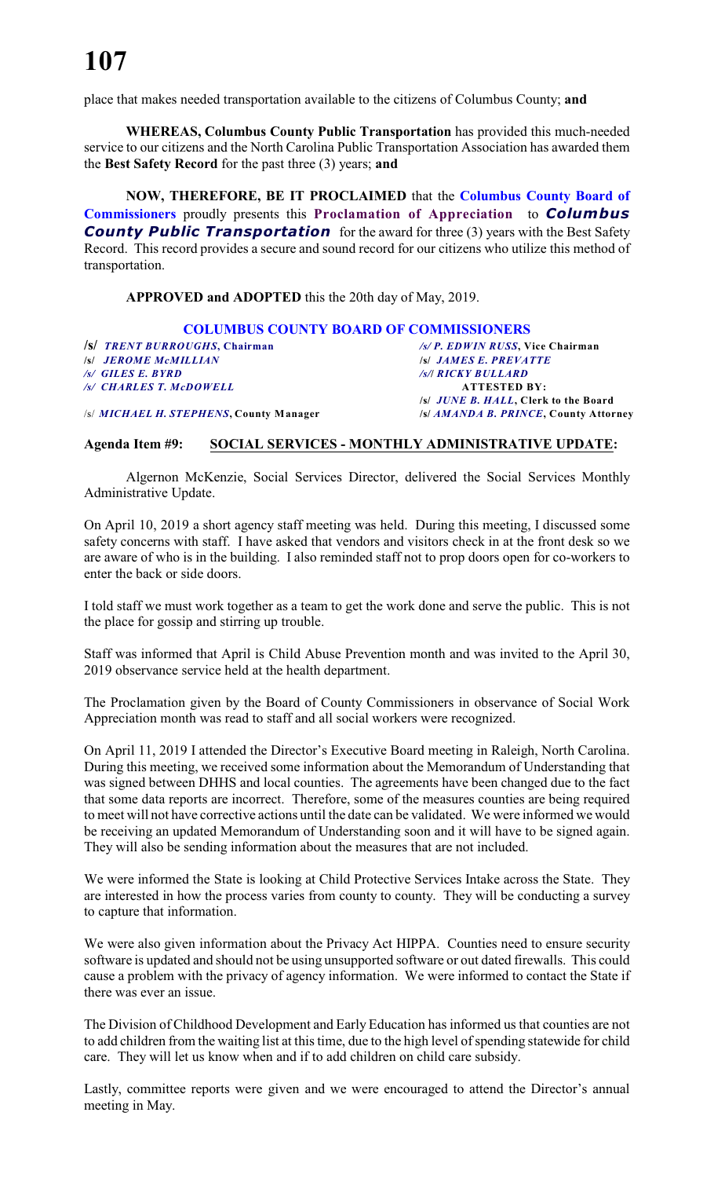place that makes needed transportation available to the citizens of Columbus County; **and**

**WHEREAS, Columbus County Public Transportation** has provided this much-needed service to our citizens and the North Carolina Public Transportation Association has awarded them the **Best Safety Record** for the past three (3) years; **and**

**NOW, THEREFORE, BE IT PROCLAIMED** that the **Columbus County Board of Commissioners** proudly presents this **Proclamation of Appreciation** to ***Columbus County Public Transportation*** for the award for three (3) years with the Best Safety Record. This record provides a secure and sound record for our citizens who utilize this method of transportation.

**APPROVED and ADOPTED** this the 20th day of May, 2019.

**COLUMBUS COUNTY BOARD OF COMMISSIONERS**

| | |
|---|---|
| **/s/** ***TRENT BURROUGHS*, Chairman** | ***/s/ P. EDWIN RUSS*, Vice Chairman** |
| **/s/** ***JEROME McMILLIAN*** | **/s/** ***JAMES E. PREVATTE*** |
| ***/s/ GILES E. BYRD*** | ***/s/l RICKY BULLARD*** |
| ***/s/ CHARLES T. McDOWELL*** | **ATTESTED BY:** |
| | **/s/** ***JUNE B. HALL*, Clerk to the Board** |
| /s/ ***MICHAEL H. STEPHENS*, County Manager** | **/s/** ***AMANDA B. PRINCE*, County Attorney** |

**Agenda Item #9: SOCIAL SERVICES - MONTHLY ADMINISTRATIVE UPDATE:**

Algernon McKenzie, Social Services Director, delivered the Social Services Monthly Administrative Update.

On April 10, 2019 a short agency staff meeting was held. During this meeting, I discussed some safety concerns with staff. I have asked that vendors and visitors check in at the front desk so we are aware of who is in the building. I also reminded staff not to prop doors open for co-workers to enter the back or side doors.

I told staff we must work together as a team to get the work done and serve the public. This is not the place for gossip and stirring up trouble.

Staff was informed that April is Child Abuse Prevention month and was invited to the April 30, 2019 observance service held at the health department.

The Proclamation given by the Board of County Commissioners in observance of Social Work Appreciation month was read to staff and all social workers were recognized.

On April 11, 2019 I attended the Director's Executive Board meeting in Raleigh, North Carolina. During this meeting, we received some information about the Memorandum of Understanding that was signed between DHHS and local counties. The agreements have been changed due to the fact that some data reports are incorrect. Therefore, some of the measures counties are being required to meet will not have corrective actions until the date can be validated. We were informed we would be receiving an updated Memorandum of Understanding soon and it will have to be signed again. They will also be sending information about the measures that are not included.

We were informed the State is looking at Child Protective Services Intake across the State. They are interested in how the process varies from county to county. They will be conducting a survey to capture that information.

We were also given information about the Privacy Act HIPPA. Counties need to ensure security software is updated and should not be using unsupported software or out dated firewalls. This could cause a problem with the privacy of agency information. We were informed to contact the State if there was ever an issue.

The Division of Childhood Development and Early Education has informed us that counties are not to add children from the waiting list at this time, due to the high level of spending statewide for child care. They will let us know when and if to add children on child care subsidy.

Lastly, committee reports were given and we were encouraged to attend the Director's annual meeting in May.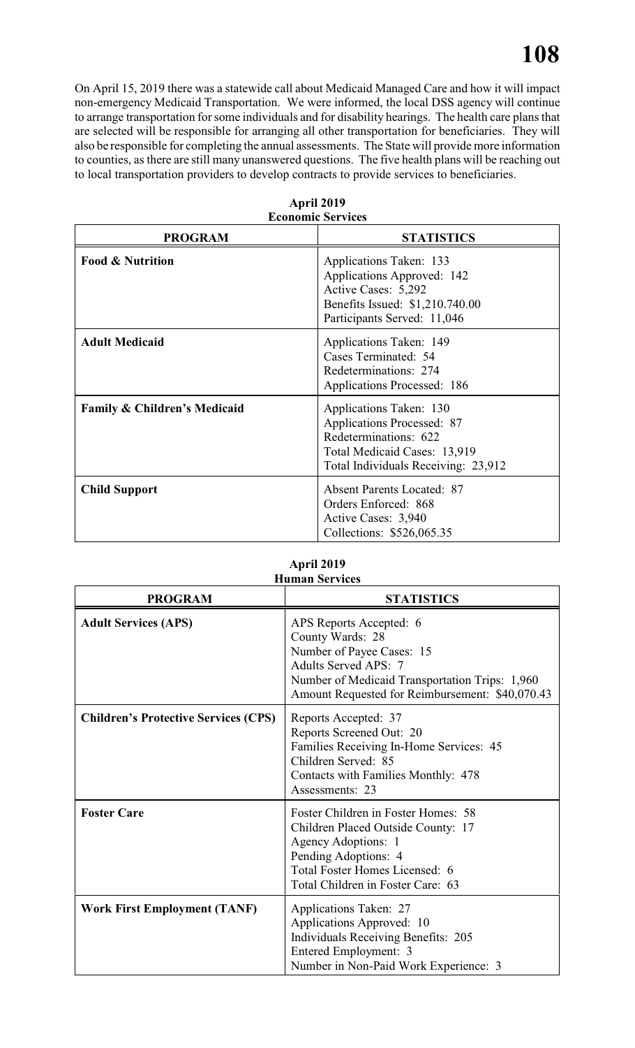On April 15, 2019 there was a statewide call about Medicaid Managed Care and how it will impact non-emergency Medicaid Transportation. We were informed, the local DSS agency will continue to arrange transportation for some individuals and for disability hearings. The health care plans that are selected will be responsible for arranging all other transportation for beneficiaries. They will also be responsible for completing the annual assessments. The State will provide more information to counties, as there are still many unanswered questions. The five health plans will be reaching out to local transportation providers to develop contracts to provide services to beneficiaries.

**April 2019**
**Economic Services**

| PROGRAM | STATISTICS |
|---|---|
| **Food & Nutrition** | Applications Taken: 133<br>Applications Approved: 142<br>Active Cases: 5,292<br>Benefits Issued: $1,210.740.00<br>Participants Served: 11,046 |
| **Adult Medicaid** | Applications Taken: 149<br>Cases Terminated: 54<br>Redeterminations: 274<br>Applications Processed: 186 |
| **Family & Children's Medicaid** | Applications Taken: 130<br>Applications Processed: 87<br>Redeterminations: 622<br>Total Medicaid Cases: 13,919<br>Total Individuals Receiving: 23,912 |
| **Child Support** | Absent Parents Located: 87<br>Orders Enforced: 868<br>Active Cases: 3,940<br>Collections: $526,065.35 |

**April 2019**
**Human Services**

| PROGRAM | STATISTICS |
|---|---|
| **Adult Services (APS)** | APS Reports Accepted: 6<br>County Wards: 28<br>Number of Payee Cases: 15<br>Adults Served APS: 7<br>Number of Medicaid Transportation Trips: 1,960<br>Amount Requested for Reimbursement: $40,070.43 |
| **Children's Protective Services (CPS)** | Reports Accepted: 37<br>Reports Screened Out: 20<br>Families Receiving In-Home Services: 45<br>Children Served: 85<br>Contacts with Families Monthly: 478<br>Assessments: 23 |
| **Foster Care** | Foster Children in Foster Homes: 58<br>Children Placed Outside County: 17<br>Agency Adoptions: 1<br>Pending Adoptions: 4<br>Total Foster Homes Licensed: 6<br>Total Children in Foster Care: 63 |
| **Work First Employment (TANF)** | Applications Taken: 27<br>Applications Approved: 10<br>Individuals Receiving Benefits: 205<br>Entered Employment: 3<br>Number in Non-Paid Work Experience: 3 |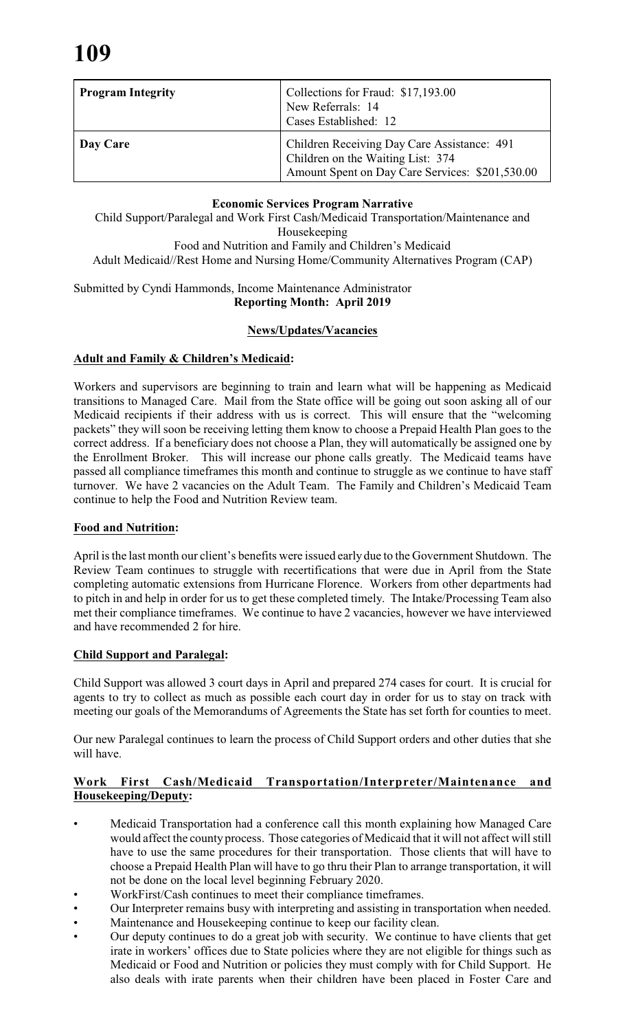| | |
|---|---|
| **Program Integrity** | Collections for Fraud: $17,193.00<br>New Referrals: 14<br>Cases Established: 12 |
| **Day Care** | Children Receiving Day Care Assistance: 491<br>Children on the Waiting List: 374<br>Amount Spent on Day Care Services: $201,530.00 |

**Economic Services Program Narrative**

Child Support/Paralegal and Work First Cash/Medicaid Transportation/Maintenance and Housekeeping
Food and Nutrition and Family and Children's Medicaid
Adult Medicaid//Rest Home and Nursing Home/Community Alternatives Program (CAP)

Submitted by Cyndi Hammonds, Income Maintenance Administrator
**Reporting Month: April 2019**

**News/Updates/Vacancies**

**Adult and Family & Children's Medicaid:**

Workers and supervisors are beginning to train and learn what will be happening as Medicaid transitions to Managed Care. Mail from the State office will be going out soon asking all of our Medicaid recipients if their address with us is correct. This will ensure that the "welcoming packets" they will soon be receiving letting them know to choose a Prepaid Health Plan goes to the correct address. If a beneficiary does not choose a Plan, they will automatically be assigned one by the Enrollment Broker. This will increase our phone calls greatly. The Medicaid teams have passed all compliance timeframes this month and continue to struggle as we continue to have staff turnover. We have 2 vacancies on the Adult Team. The Family and Children's Medicaid Team continue to help the Food and Nutrition Review team.

**Food and Nutrition:**

April is the last month our client's benefits were issued early due to the Government Shutdown. The Review Team continues to struggle with recertifications that were due in April from the State completing automatic extensions from Hurricane Florence. Workers from other departments had to pitch in and help in order for us to get these completed timely. The Intake/Processing Team also met their compliance timeframes. We continue to have 2 vacancies, however we have interviewed and have recommended 2 for hire.

**Child Support and Paralegal:**

Child Support was allowed 3 court days in April and prepared 274 cases for court. It is crucial for agents to try to collect as much as possible each court day in order for us to stay on track with meeting our goals of the Memorandums of Agreements the State has set forth for counties to meet.

Our new Paralegal continues to learn the process of Child Support orders and other duties that she will have.

**Work First Cash/Medicaid Transportation/Interpreter/Maintenance and Housekeeping/Deputy:**

- Medicaid Transportation had a conference call this month explaining how Managed Care would affect the county process. Those categories of Medicaid that it will not affect will still have to use the same procedures for their transportation. Those clients that will have to choose a Prepaid Health Plan will have to go thru their Plan to arrange transportation, it will not be done on the local level beginning February 2020.
- WorkFirst/Cash continues to meet their compliance timeframes.
- Our Interpreter remains busy with interpreting and assisting in transportation when needed.
- Maintenance and Housekeeping continue to keep our facility clean.
- Our deputy continues to do a great job with security. We continue to have clients that get irate in workers' offices due to State policies where they are not eligible for things such as Medicaid or Food and Nutrition or policies they must comply with for Child Support. He also deals with irate parents when their children have been placed in Foster Care and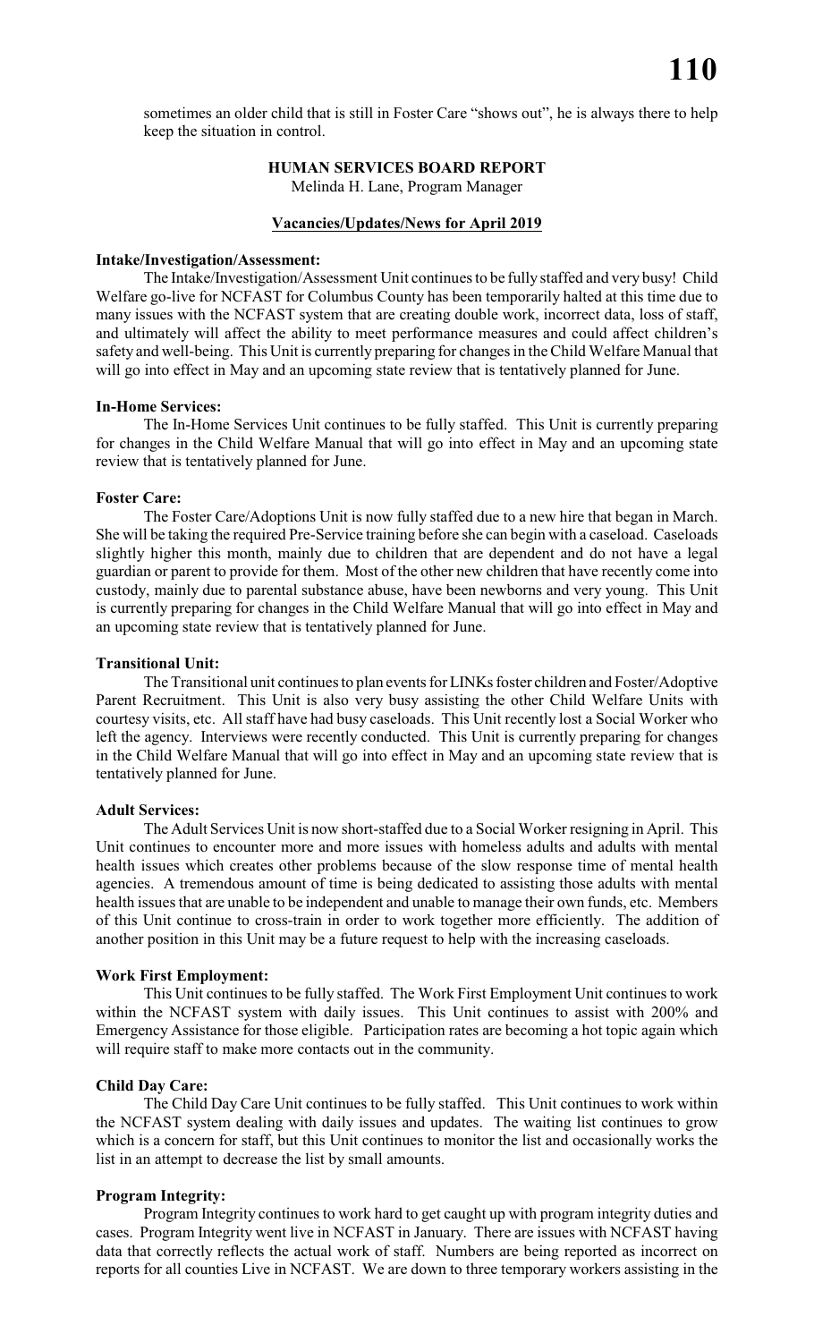sometimes an older child that is still in Foster Care "shows out", he is always there to help keep the situation in control.

## HUMAN SERVICES BOARD REPORT

Melinda H. Lane, Program Manager

### Vacancies/Updates/News for April 2019

**Intake/Investigation/Assessment:**

The Intake/Investigation/Assessment Unit continues to be fully staffed and very busy! Child Welfare go-live for NCFAST for Columbus County has been temporarily halted at this time due to many issues with the NCFAST system that are creating double work, incorrect data, loss of staff, and ultimately will affect the ability to meet performance measures and could affect children's safety and well-being. This Unit is currently preparing for changes in the Child Welfare Manual that will go into effect in May and an upcoming state review that is tentatively planned for June.

**In-Home Services:**

The In-Home Services Unit continues to be fully staffed. This Unit is currently preparing for changes in the Child Welfare Manual that will go into effect in May and an upcoming state review that is tentatively planned for June.

**Foster Care:**

The Foster Care/Adoptions Unit is now fully staffed due to a new hire that began in March. She will be taking the required Pre-Service training before she can begin with a caseload. Caseloads slightly higher this month, mainly due to children that are dependent and do not have a legal guardian or parent to provide for them. Most of the other new children that have recently come into custody, mainly due to parental substance abuse, have been newborns and very young. This Unit is currently preparing for changes in the Child Welfare Manual that will go into effect in May and an upcoming state review that is tentatively planned for June.

**Transitional Unit:**

The Transitional unit continues to plan events for LINKs foster children and Foster/Adoptive Parent Recruitment. This Unit is also very busy assisting the other Child Welfare Units with courtesy visits, etc. All staff have had busy caseloads. This Unit recently lost a Social Worker who left the agency. Interviews were recently conducted. This Unit is currently preparing for changes in the Child Welfare Manual that will go into effect in May and an upcoming state review that is tentatively planned for June.

**Adult Services:**

The Adult Services Unit is now short-staffed due to a Social Worker resigning in April. This Unit continues to encounter more and more issues with homeless adults and adults with mental health issues which creates other problems because of the slow response time of mental health agencies. A tremendous amount of time is being dedicated to assisting those adults with mental health issues that are unable to be independent and unable to manage their own funds, etc. Members of this Unit continue to cross-train in order to work together more efficiently. The addition of another position in this Unit may be a future request to help with the increasing caseloads.

**Work First Employment:**

This Unit continues to be fully staffed. The Work First Employment Unit continues to work within the NCFAST system with daily issues. This Unit continues to assist with 200% and Emergency Assistance for those eligible. Participation rates are becoming a hot topic again which will require staff to make more contacts out in the community.

**Child Day Care:**

The Child Day Care Unit continues to be fully staffed. This Unit continues to work within the NCFAST system dealing with daily issues and updates. The waiting list continues to grow which is a concern for staff, but this Unit continues to monitor the list and occasionally works the list in an attempt to decrease the list by small amounts.

**Program Integrity:**

Program Integrity continues to work hard to get caught up with program integrity duties and cases. Program Integrity went live in NCFAST in January. There are issues with NCFAST having data that correctly reflects the actual work of staff. Numbers are being reported as incorrect on reports for all counties Live in NCFAST. We are down to three temporary workers assisting in the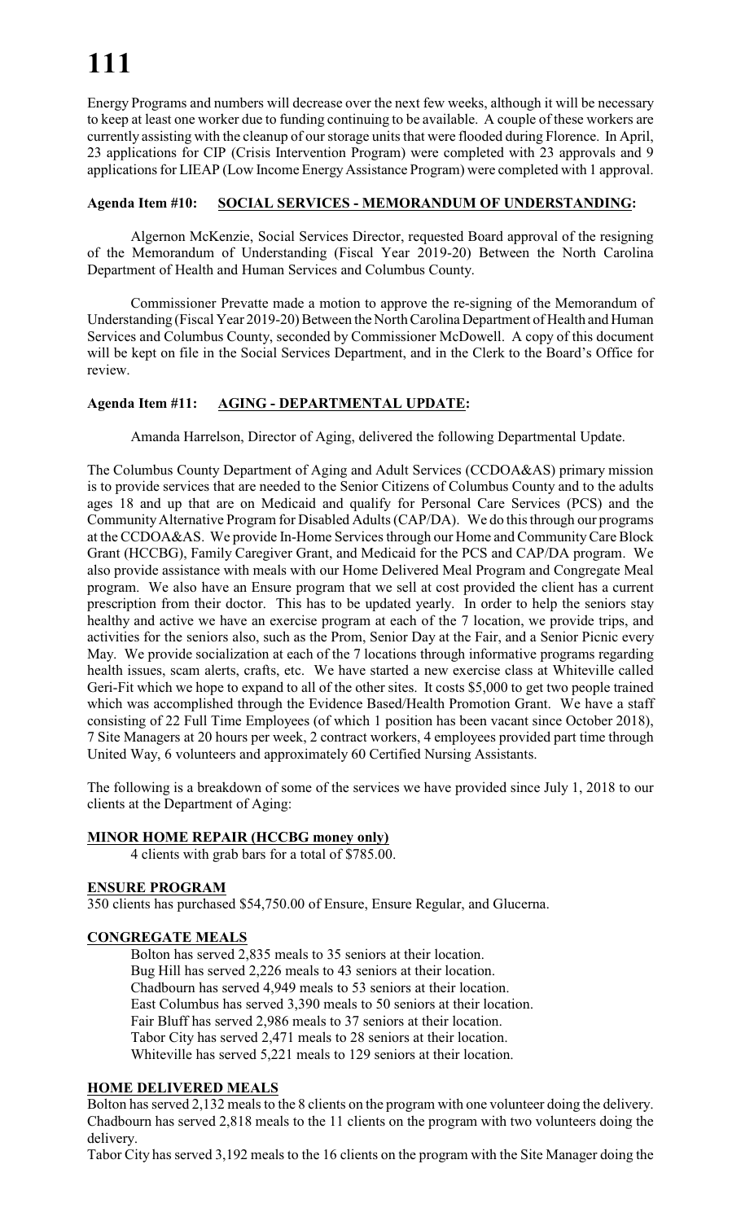Energy Programs and numbers will decrease over the next few weeks, although it will be necessary to keep at least one worker due to funding continuing to be available. A couple of these workers are currently assisting with the cleanup of our storage units that were flooded during Florence. In April, 23 applications for CIP (Crisis Intervention Program) were completed with 23 approvals and 9 applications for LIEAP (Low Income Energy Assistance Program) were completed with 1 approval.

**Agenda Item #10: SOCIAL SERVICES - MEMORANDUM OF UNDERSTANDING:**

Algernon McKenzie, Social Services Director, requested Board approval of the resigning of the Memorandum of Understanding (Fiscal Year 2019-20) Between the North Carolina Department of Health and Human Services and Columbus County.

Commissioner Prevatte made a motion to approve the re-signing of the Memorandum of Understanding (Fiscal Year 2019-20) Between the North Carolina Department of Health and Human Services and Columbus County, seconded by Commissioner McDowell. A copy of this document will be kept on file in the Social Services Department, and in the Clerk to the Board's Office for review.

**Agenda Item #11: AGING - DEPARTMENTAL UPDATE:**

Amanda Harrelson, Director of Aging, delivered the following Departmental Update.

The Columbus County Department of Aging and Adult Services (CCDOA&AS) primary mission is to provide services that are needed to the Senior Citizens of Columbus County and to the adults ages 18 and up that are on Medicaid and qualify for Personal Care Services (PCS) and the Community Alternative Program for Disabled Adults (CAP/DA). We do this through our programs at the CCDOA&AS. We provide In-Home Services through our Home and Community Care Block Grant (HCCBG), Family Caregiver Grant, and Medicaid for the PCS and CAP/DA program. We also provide assistance with meals with our Home Delivered Meal Program and Congregate Meal program. We also have an Ensure program that we sell at cost provided the client has a current prescription from their doctor. This has to be updated yearly. In order to help the seniors stay healthy and active we have an exercise program at each of the 7 location, we provide trips, and activities for the seniors also, such as the Prom, Senior Day at the Fair, and a Senior Picnic every May. We provide socialization at each of the 7 locations through informative programs regarding health issues, scam alerts, crafts, etc. We have started a new exercise class at Whiteville called Geri-Fit which we hope to expand to all of the other sites. It costs $5,000 to get two people trained which was accomplished through the Evidence Based/Health Promotion Grant. We have a staff consisting of 22 Full Time Employees (of which 1 position has been vacant since October 2018), 7 Site Managers at 20 hours per week, 2 contract workers, 4 employees provided part time through United Way, 6 volunteers and approximately 60 Certified Nursing Assistants.

The following is a breakdown of some of the services we have provided since July 1, 2018 to our clients at the Department of Aging:

**MINOR HOME REPAIR (HCCBG money only)**

4 clients with grab bars for a total of $785.00.

**ENSURE PROGRAM**

350 clients has purchased $54,750.00 of Ensure, Ensure Regular, and Glucerna.

**CONGREGATE MEALS**

Bolton has served 2,835 meals to 35 seniors at their location.
Bug Hill has served 2,226 meals to 43 seniors at their location.
Chadbourn has served 4,949 meals to 53 seniors at their location.
East Columbus has served 3,390 meals to 50 seniors at their location.
Fair Bluff has served 2,986 meals to 37 seniors at their location.
Tabor City has served 2,471 meals to 28 seniors at their location.
Whiteville has served 5,221 meals to 129 seniors at their location.

**HOME DELIVERED MEALS**

Bolton has served 2,132 meals to the 8 clients on the program with one volunteer doing the delivery.
Chadbourn has served 2,818 meals to the 11 clients on the program with two volunteers doing the delivery.
Tabor City has served 3,192 meals to the 16 clients on the program with the Site Manager doing the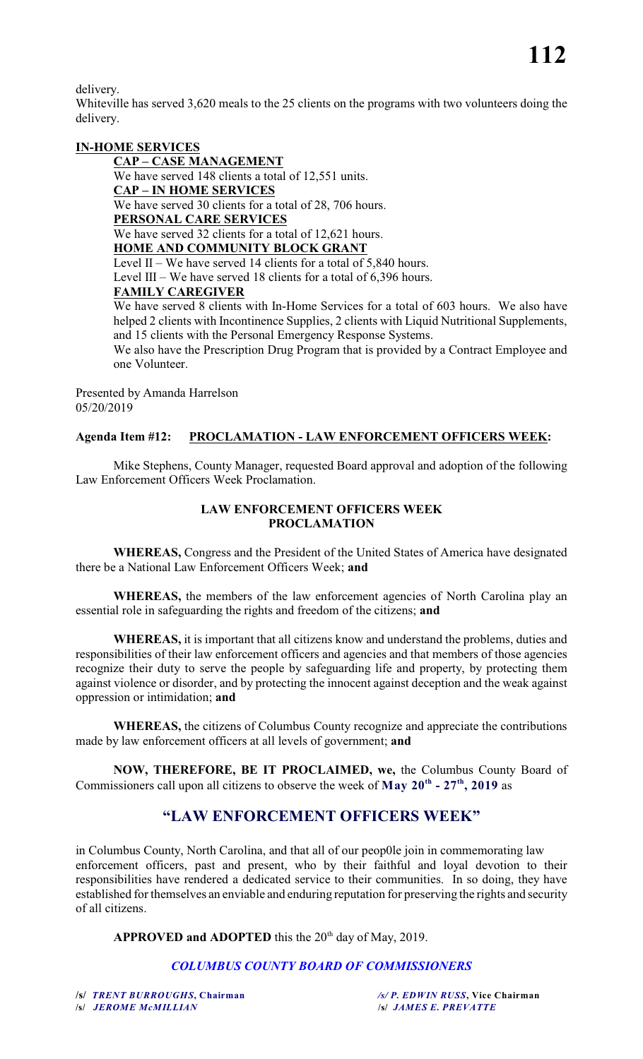delivery.

Whiteville has served 3,620 meals to the 25 clients on the programs with two volunteers doing the delivery.

**IN-HOME SERVICES**

**CAP – CASE MANAGEMENT**

We have served 148 clients a total of 12,551 units.

**CAP – IN HOME SERVICES**

We have served 30 clients for a total of 28, 706 hours.

**PERSONAL CARE SERVICES**

We have served 32 clients for a total of 12,621 hours.

**HOME AND COMMUNITY BLOCK GRANT**

Level II – We have served 14 clients for a total of 5,840 hours.

Level III – We have served 18 clients for a total of 6,396 hours.

**FAMILY CAREGIVER**

We have served 8 clients with In-Home Services for a total of 603 hours. We also have helped 2 clients with Incontinence Supplies, 2 clients with Liquid Nutritional Supplements, and 15 clients with the Personal Emergency Response Systems.

We also have the Prescription Drug Program that is provided by a Contract Employee and one Volunteer.

Presented by Amanda Harrelson
05/20/2019

**Agenda Item #12: PROCLAMATION - LAW ENFORCEMENT OFFICERS WEEK:**

Mike Stephens, County Manager, requested Board approval and adoption of the following Law Enforcement Officers Week Proclamation.

**LAW ENFORCEMENT OFFICERS WEEK**
**PROCLAMATION**

**WHEREAS,** Congress and the President of the United States of America have designated there be a National Law Enforcement Officers Week; **and**

**WHEREAS,** the members of the law enforcement agencies of North Carolina play an essential role in safeguarding the rights and freedom of the citizens; **and**

**WHEREAS,** it is important that all citizens know and understand the problems, duties and responsibilities of their law enforcement officers and agencies and that members of those agencies recognize their duty to serve the people by safeguarding life and property, by protecting them against violence or disorder, and by protecting the innocent against deception and the weak against oppression or intimidation; **and**

**WHEREAS,** the citizens of Columbus County recognize and appreciate the contributions made by law enforcement officers at all levels of government; **and**

**NOW, THEREFORE, BE IT PROCLAIMED, we,** the Columbus County Board of Commissioners call upon all citizens to observe the week of **May 20th - 27th, 2019** as

## "LAW ENFORCEMENT OFFICERS WEEK"

in Columbus County, North Carolina, and that all of our peop0le join in commemorating law enforcement officers, past and present, who by their faithful and loyal devotion to their responsibilities have rendered a dedicated service to their communities. In so doing, they have established for themselves an enviable and enduring reputation for preserving the rights and security of all citizens.

**APPROVED and ADOPTED** this the 20th day of May, 2019.

***COLUMBUS COUNTY BOARD OF COMMISSIONERS***

/s/ ***TRENT BURROUGHS*, Chairman** /s/ ***P. EDWIN RUSS*, Vice Chairman**

/s/ ***JEROME McMILLIAN*** /s/ ***JAMES E. PREVATTE***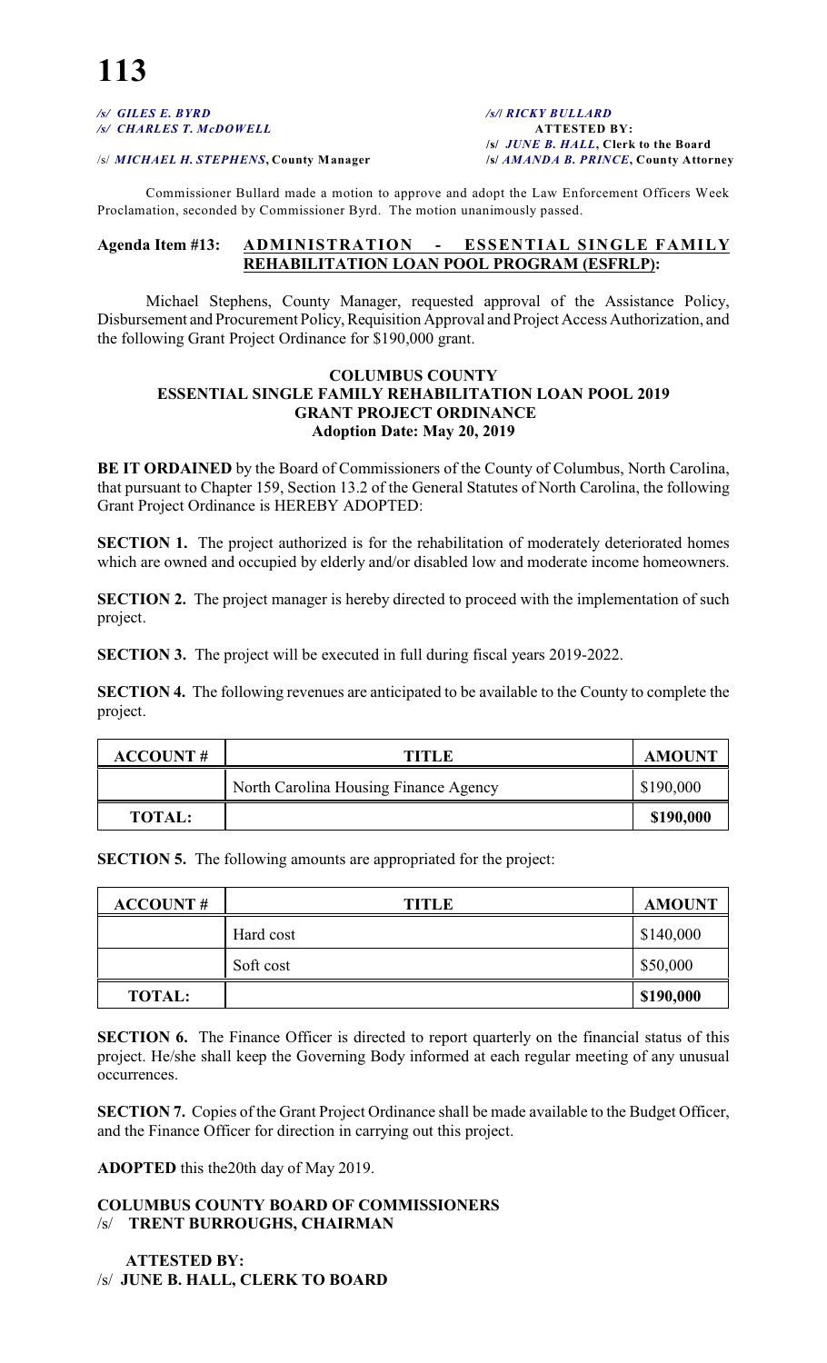*/s/ GILES E. BYRD* */s/l RICKY BULLARD*
*/s/ CHARLES T. McDOWELL* **ATTESTED BY:**
**/s/ *JUNE B. HALL*, Clerk to the Board**
/s/ ***MICHAEL H. STEPHENS*, County Manager** **/s/ *AMANDA B. PRINCE*, County Attorney**

Commissioner Bullard made a motion to approve and adopt the Law Enforcement Officers Week Proclamation, seconded by Commissioner Byrd. The motion unanimously passed.

**Agenda Item #13: ADMINISTRATION - ESSENTIAL SINGLE FAMILY REHABILITATION LOAN POOL PROGRAM (ESFRLP):**

Michael Stephens, County Manager, requested approval of the Assistance Policy, Disbursement and Procurement Policy, Requisition Approval and Project Access Authorization, and the following Grant Project Ordinance for $190,000 grant.

**COLUMBUS COUNTY**
**ESSENTIAL SINGLE FAMILY REHABILITATION LOAN POOL 2019**
**GRANT PROJECT ORDINANCE**
**Adoption Date: May 20, 2019**

**BE IT ORDAINED** by the Board of Commissioners of the County of Columbus, North Carolina, that pursuant to Chapter 159, Section 13.2 of the General Statutes of North Carolina, the following Grant Project Ordinance is HEREBY ADOPTED:

**SECTION 1.** The project authorized is for the rehabilitation of moderately deteriorated homes which are owned and occupied by elderly and/or disabled low and moderate income homeowners.

**SECTION 2.** The project manager is hereby directed to proceed with the implementation of such project.

**SECTION 3.** The project will be executed in full during fiscal years 2019-2022.

**SECTION 4.** The following revenues are anticipated to be available to the County to complete the project.

| ACCOUNT # | TITLE | AMOUNT |
|---|---|---|
| | North Carolina Housing Finance Agency | $190,000 |
| **TOTAL:** | | **$190,000** |

**SECTION 5.** The following amounts are appropriated for the project:

| ACCOUNT # | TITLE | AMOUNT |
|---|---|---|
| | Hard cost | $140,000 |
| | Soft cost | $50,000 |
| **TOTAL:** | | **$190,000** |

**SECTION 6.** The Finance Officer is directed to report quarterly on the financial status of this project. He/she shall keep the Governing Body informed at each regular meeting of any unusual occurrences.

**SECTION 7.** Copies of the Grant Project Ordinance shall be made available to the Budget Officer, and the Finance Officer for direction in carrying out this project.

**ADOPTED** this the20th day of May 2019.

**COLUMBUS COUNTY BOARD OF COMMISSIONERS**
/s/ **TRENT BURROUGHS, CHAIRMAN**

**ATTESTED BY:**
/s/ **JUNE B. HALL, CLERK TO BOARD**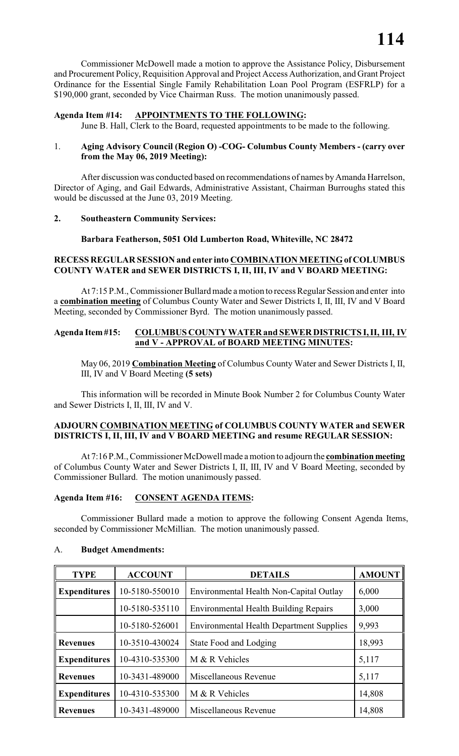Commissioner McDowell made a motion to approve the Assistance Policy, Disbursement and Procurement Policy, Requisition Approval and Project Access Authorization, and Grant Project Ordinance for the Essential Single Family Rehabilitation Loan Pool Program (ESFRLP) for a $190,000 grant, seconded by Vice Chairman Russ. The motion unanimously passed.

**Agenda Item #14: APPOINTMENTS TO THE FOLLOWING:**

June B. Hall, Clerk to the Board, requested appointments to be made to the following.

1. **Aging Advisory Council (Region O) -COG- Columbus County Members - (carry over from the May 06, 2019 Meeting):**

After discussion was conducted based on recommendations of names by Amanda Harrelson, Director of Aging, and Gail Edwards, Administrative Assistant, Chairman Burroughs stated this would be discussed at the June 03, 2019 Meeting.

**2. Southeastern Community Services:**

**Barbara Featherson, 5051 Old Lumberton Road, Whiteville, NC 28472**

**RECESS REGULAR SESSION and enter into COMBINATION MEETING of COLUMBUS COUNTY WATER and SEWER DISTRICTS I, II, III, IV and V BOARD MEETING:**

At 7:15 P.M., Commissioner Bullard made a motion to recess Regular Session and enter into a **combination meeting** of Columbus County Water and Sewer Districts I, II, III, IV and V Board Meeting, seconded by Commissioner Byrd. The motion unanimously passed.

**Agenda Item #15: COLUMBUS COUNTY WATER and SEWER DISTRICTS I, II, III, IV and V - APPROVAL of BOARD MEETING MINUTES:**

May 06, 2019 **Combination Meeting** of Columbus County Water and Sewer Districts I, II, III, IV and V Board Meeting **(5 sets)**

This information will be recorded in Minute Book Number 2 for Columbus County Water and Sewer Districts I, II, III, IV and V.

**ADJOURN COMBINATION MEETING of COLUMBUS COUNTY WATER and SEWER DISTRICTS I, II, III, IV and V BOARD MEETING and resume REGULAR SESSION:**

At 7:16 P.M., Commissioner McDowell made a motion to adjourn the **combination meeting** of Columbus County Water and Sewer Districts I, II, III, IV and V Board Meeting, seconded by Commissioner Bullard. The motion unanimously passed.

**Agenda Item #16: CONSENT AGENDA ITEMS:**

Commissioner Bullard made a motion to approve the following Consent Agenda Items, seconded by Commissioner McMillian. The motion unanimously passed.

A. **Budget Amendments:**

| TYPE | ACCOUNT | DETAILS | AMOUNT |
|---|---|---|---|
| **Expenditures** | 10-5180-550010 | Environmental Health Non-Capital Outlay | 6,000 |
| | 10-5180-535110 | Environmental Health Building Repairs | 3,000 |
| | 10-5180-526001 | Environmental Health Department Supplies | 9,993 |
| **Revenues** | 10-3510-430024 | State Food and Lodging | 18,993 |
| **Expenditures** | 10-4310-535300 | M & R Vehicles | 5,117 |
| **Revenues** | 10-3431-489000 | Miscellaneous Revenue | 5,117 |
| **Expenditures** | 10-4310-535300 | M & R Vehicles | 14,808 |
| **Revenues** | 10-3431-489000 | Miscellaneous Revenue | 14,808 |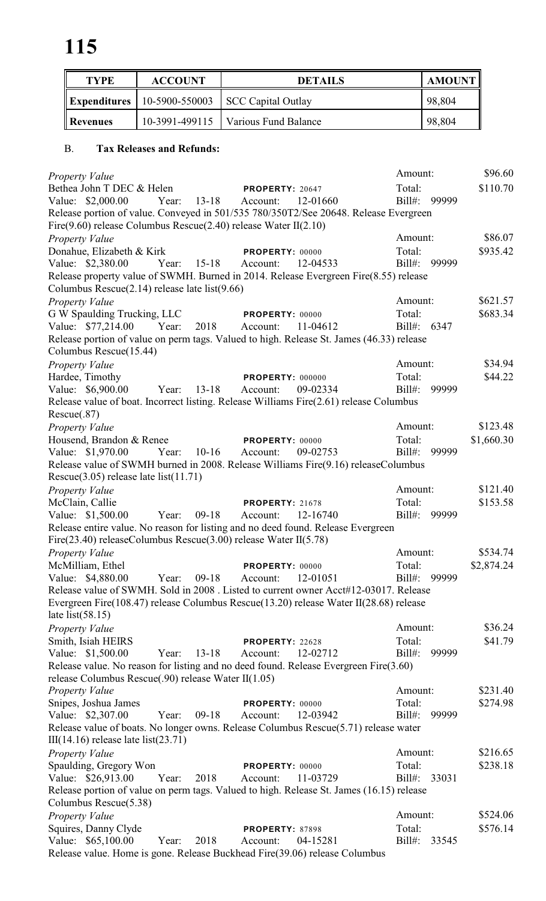| TYPE | ACCOUNT | DETAILS | AMOUNT |
|---|---|---|---|
| **Expenditures** | 10-5900-550003 | SCC Capital Outlay | 98,804 |
| **Revenues** | 10-3991-499115 | Various Fund Balance | 98,804 |

B. **Tax Releases and Refunds:**

*Property Value* — Amount: $96.60
Bethea John T DEC & Helen — **PROPERTY:** 20647 — Total: $110.70
Value: $2,000.00 Year: 13-18 Account: 12-01660 Bill#: 99999
Release portion of value. Conveyed in 501/535 780/350T2/See 20648. Release Evergreen Fire(9.60) release Columbus Rescue(2.40) release Water II(2.10)

*Property Value* — Amount: $86.07
Donahue, Elizabeth & Kirk — **PROPERTY:** 00000 — Total: $935.42
Value: $2,380.00 Year: 15-18 Account: 12-04533 Bill#: 99999
Release property value of SWMH. Burned in 2014. Release Evergreen Fire(8.55) release Columbus Rescue(2.14) release late list(9.66)

*Property Value* — Amount: $621.57
G W Spaulding Trucking, LLC — **PROPERTY:** 00000 — Total: $683.34
Value: $77,214.00 Year: 2018 Account: 11-04612 Bill#: 6347
Release portion of value on perm tags. Valued to high. Release St. James (46.33) release Columbus Rescue(15.44)

*Property Value* — Amount: $34.94
Hardee, Timothy — **PROPERTY:** 000000 — Total: $44.22
Value: $6,900.00 Year: 13-18 Account: 09-02334 Bill#: 99999
Release value of boat. Incorrect listing. Release Williams Fire(2.61) release Columbus Rescue(.87)

*Property Value* — Amount: $123.48
Housend, Brandon & Renee — **PROPERTY:** 00000 — Total: $1,660.30
Value: $1,970.00 Year: 10-16 Account: 09-02753 Bill#: 99999
Release value of SWMH burned in 2008. Release Williams Fire(9.16) releaseColumbus Rescue(3.05) release late list(11.71)

*Property Value* — Amount: $121.40
McClain, Callie — **PROPERTY:** 21678 — Total: $153.58
Value: $1,500.00 Year: 09-18 Account: 12-16740 Bill#: 99999
Release entire value. No reason for listing and no deed found. Release Evergreen Fire(23.40) releaseColumbus Rescue(3.00) release Water II(5.78)

*Property Value* — Amount: $534.74
McMilliam, Ethel — **PROPERTY:** 00000 — Total: $2,874.24
Value: $4,880.00 Year: 09-18 Account: 12-01051 Bill#: 99999
Release value of SWMH. Sold in 2008 . Listed to current owner Acct#12-03017. Release Evergreen Fire(108.47) release Columbus Rescue(13.20) release Water II(28.68) release late list(58.15)

*Property Value* — Amount: $36.24
Smith, Isiah HEIRS — **PROPERTY:** 22628 — Total: $41.79
Value: $1,500.00 Year: 13-18 Account: 12-02712 Bill#: 99999
Release value. No reason for listing and no deed found. Release Evergreen Fire(3.60) release Columbus Rescue(.90) release Water II(1.05)

*Property Value* — Amount: $231.40
Snipes, Joshua James — **PROPERTY:** 00000 — Total: $274.98
Value: $2,307.00 Year: 09-18 Account: 12-03942 Bill#: 99999
Release value of boats. No longer owns. Release Columbus Rescue(5.71) release water III(14.16) release late list(23.71)

*Property Value* — Amount: $216.65
Spaulding, Gregory Won — **PROPERTY:** 00000 — Total: $238.18
Value: $26,913.00 Year: 2018 Account: 11-03729 Bill#: 33031
Release portion of value on perm tags. Valued to high. Release St. James (16.15) release Columbus Rescue(5.38)

*Property Value* — Amount: $524.06
Squires, Danny Clyde — **PROPERTY:** 87898 — Total: $576.14
Value: $65,100.00 Year: 2018 Account: 04-15281 Bill#: 33545
Release value. Home is gone. Release Buckhead Fire(39.06) release Columbus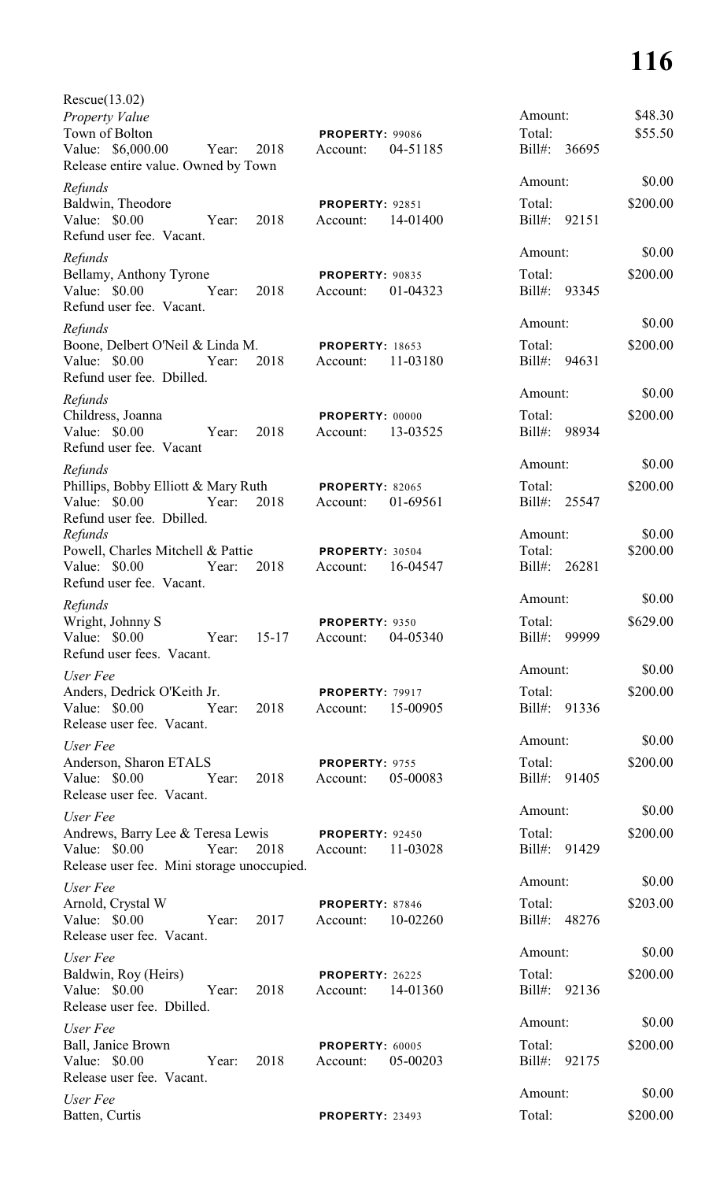Rescue(13.02)

*Property Value*
Town of Bolton — **PROPERTY:** 99086
Value: $6,000.00 Year: 2018 Account: 04-51185
Release entire value. Owned by Town
Amount: $48.30
Total: $55.50
Bill#: 36695

*Refunds*
Baldwin, Theodore — **PROPERTY:** 92851
Value: $0.00 Year: 2018 Account: 14-01400
Refund user fee. Vacant.
Amount: $0.00
Total: $200.00
Bill#: 92151

*Refunds*
Bellamy, Anthony Tyrone — **PROPERTY:** 90835
Value: $0.00 Year: 2018 Account: 01-04323
Refund user fee. Vacant.
Amount: $0.00
Total: $200.00
Bill#: 93345

*Refunds*
Boone, Delbert O'Neil & Linda M. — **PROPERTY:** 18653
Value: $0.00 Year: 2018 Account: 11-03180
Refund user fee. Dbilled.
Amount: $0.00
Total: $200.00
Bill#: 94631

*Refunds*
Childress, Joanna — **PROPERTY:** 00000
Value: $0.00 Year: 2018 Account: 13-03525
Refund user fee. Vacant
Amount: $0.00
Total: $200.00
Bill#: 98934

*Refunds*
Phillips, Bobby Elliott & Mary Ruth — **PROPERTY:** 82065
Value: $0.00 Year: 2018 Account: 01-69561
Refund user fee. Dbilled.
Amount: $0.00
Total: $200.00
Bill#: 25547

*Refunds*
Powell, Charles Mitchell & Pattie — **PROPERTY:** 30504
Value: $0.00 Year: 2018 Account: 16-04547
Refund user fee. Vacant.
Amount: $0.00
Total: $200.00
Bill#: 26281

*Refunds*
Wright, Johnny S — **PROPERTY:** 9350
Value: $0.00 Year: 15-17 Account: 04-05340
Refund user fees. Vacant.
Amount: $0.00
Total: $629.00
Bill#: 99999

*User Fee*
Anders, Dedrick O'Keith Jr. — **PROPERTY:** 79917
Value: $0.00 Year: 2018 Account: 15-00905
Release user fee. Vacant.
Amount: $0.00
Total: $200.00
Bill#: 91336

*User Fee*
Anderson, Sharon ETALS — **PROPERTY:** 9755
Value: $0.00 Year: 2018 Account: 05-00083
Release user fee. Vacant.
Amount: $0.00
Total: $200.00
Bill#: 91405

*User Fee*
Andrews, Barry Lee & Teresa Lewis — **PROPERTY:** 92450
Value: $0.00 Year: 2018 Account: 11-03028
Release user fee. Mini storage unoccupied.
Amount: $0.00
Total: $200.00
Bill#: 91429

*User Fee*
Arnold, Crystal W — **PROPERTY:** 87846
Value: $0.00 Year: 2017 Account: 10-02260
Release user fee. Vacant.
Amount: $0.00
Total: $203.00
Bill#: 48276

*User Fee*
Baldwin, Roy (Heirs) — **PROPERTY:** 26225
Value: $0.00 Year: 2018 Account: 14-01360
Release user fee. Dbilled.
Amount: $0.00
Total: $200.00
Bill#: 92136

*User Fee*
Ball, Janice Brown — **PROPERTY:** 60005
Value: $0.00 Year: 2018 Account: 05-00203
Release user fee. Vacant.
Amount: $0.00
Total: $200.00
Bill#: 92175

*User Fee*
Batten, Curtis — **PROPERTY:** 23493
Amount: $0.00
Total: $200.00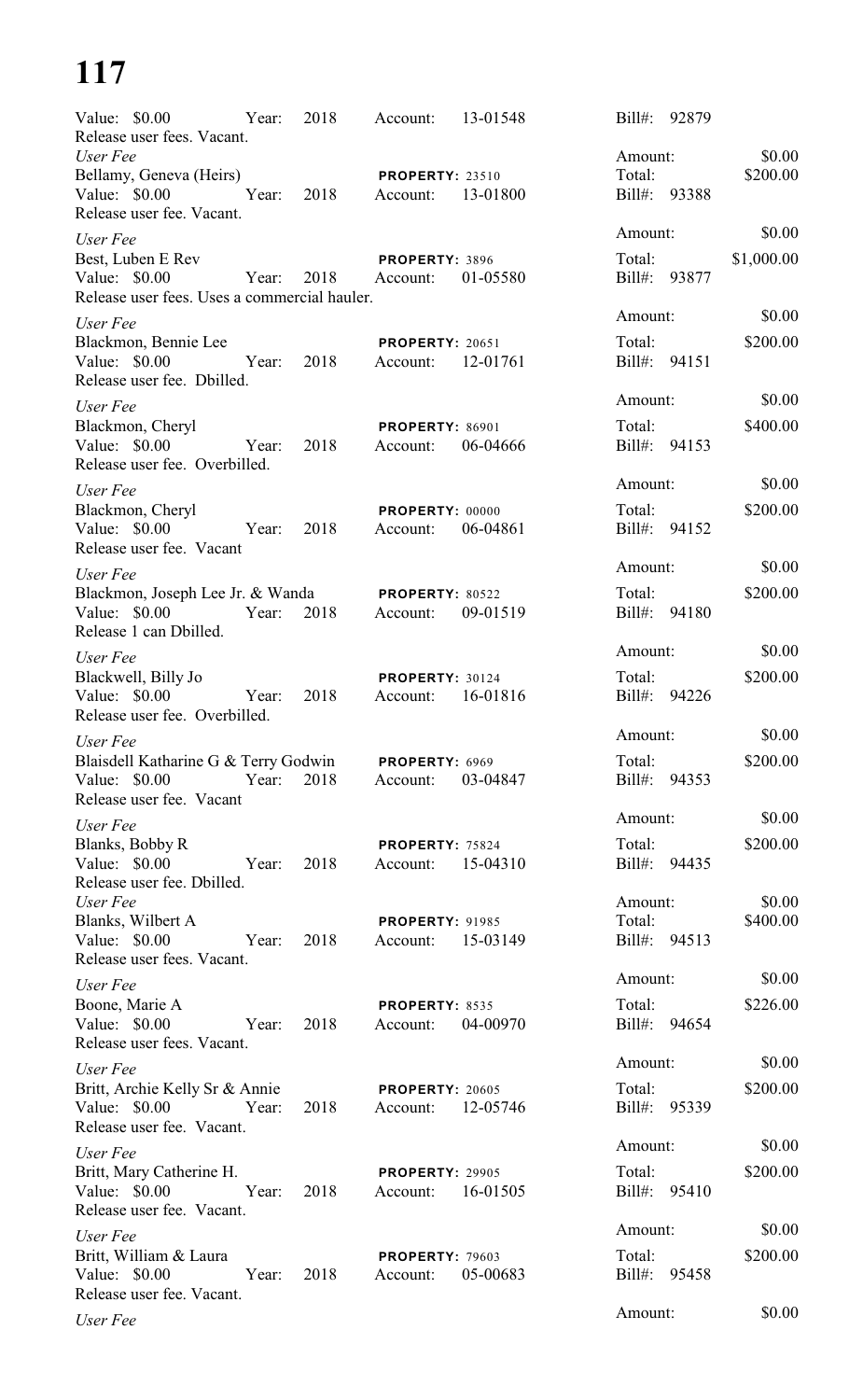Value: $0.00 Year: 2018 Account: 13-01548 Bill#: 92879
Release user fees. Vacant.

*User Fee*
Amount: $0.00
Bellamy, Geneva (Heirs) **PROPERTY:** 23510 Total: $200.00
Value: $0.00 Year: 2018 Account: 13-01800 Bill#: 93388
Release user fee. Vacant.

*User Fee*
Amount: $0.00
Best, Luben E Rev **PROPERTY:** 3896 Total: $1,000.00
Value: $0.00 Year: 2018 Account: 01-05580 Bill#: 93877
Release user fees. Uses a commercial hauler.

*User Fee*
Amount: $0.00
Blackmon, Bennie Lee **PROPERTY:** 20651 Total: $200.00
Value: $0.00 Year: 2018 Account: 12-01761 Bill#: 94151
Release user fee. Dbilled.

*User Fee*
Amount: $0.00
Blackmon, Cheryl **PROPERTY:** 86901 Total: $400.00
Value: $0.00 Year: 2018 Account: 06-04666 Bill#: 94153
Release user fee. Overbilled.

*User Fee*
Amount: $0.00
Blackmon, Cheryl **PROPERTY:** 00000 Total: $200.00
Value: $0.00 Year: 2018 Account: 06-04861 Bill#: 94152
Release user fee. Vacant

*User Fee*
Amount: $0.00
Blackmon, Joseph Lee Jr. & Wanda **PROPERTY:** 80522 Total: $200.00
Value: $0.00 Year: 2018 Account: 09-01519 Bill#: 94180
Release 1 can Dbilled.

*User Fee*
Amount: $0.00
Blackwell, Billy Jo **PROPERTY:** 30124 Total: $200.00
Value: $0.00 Year: 2018 Account: 16-01816 Bill#: 94226
Release user fee. Overbilled.

*User Fee*
Amount: $0.00
Blaisdell Katharine G & Terry Godwin **PROPERTY:** 6969 Total: $200.00
Value: $0.00 Year: 2018 Account: 03-04847 Bill#: 94353
Release user fee. Vacant

*User Fee*
Amount: $0.00
Blanks, Bobby R **PROPERTY:** 75824 Total: $200.00
Value: $0.00 Year: 2018 Account: 15-04310 Bill#: 94435
Release user fee. Dbilled.

*User Fee*
Amount: $0.00
Blanks, Wilbert A **PROPERTY:** 91985 Total: $400.00
Value: $0.00 Year: 2018 Account: 15-03149 Bill#: 94513
Release user fees. Vacant.

*User Fee*
Amount: $0.00
Boone, Marie A **PROPERTY:** 8535 Total: $226.00
Value: $0.00 Year: 2018 Account: 04-00970 Bill#: 94654
Release user fees. Vacant.

*User Fee*
Amount: $0.00
Britt, Archie Kelly Sr & Annie **PROPERTY:** 20605 Total: $200.00
Value: $0.00 Year: 2018 Account: 12-05746 Bill#: 95339
Release user fee. Vacant.

*User Fee*
Amount: $0.00
Britt, Mary Catherine H. **PROPERTY:** 29905 Total: $200.00
Value: $0.00 Year: 2018 Account: 16-01505 Bill#: 95410
Release user fee. Vacant.

*User Fee*
Amount: $0.00
Britt, William & Laura **PROPERTY:** 79603 Total: $200.00
Value: $0.00 Year: 2018 Account: 05-00683 Bill#: 95458
Release user fee. Vacant.

*User Fee*
Amount: $0.00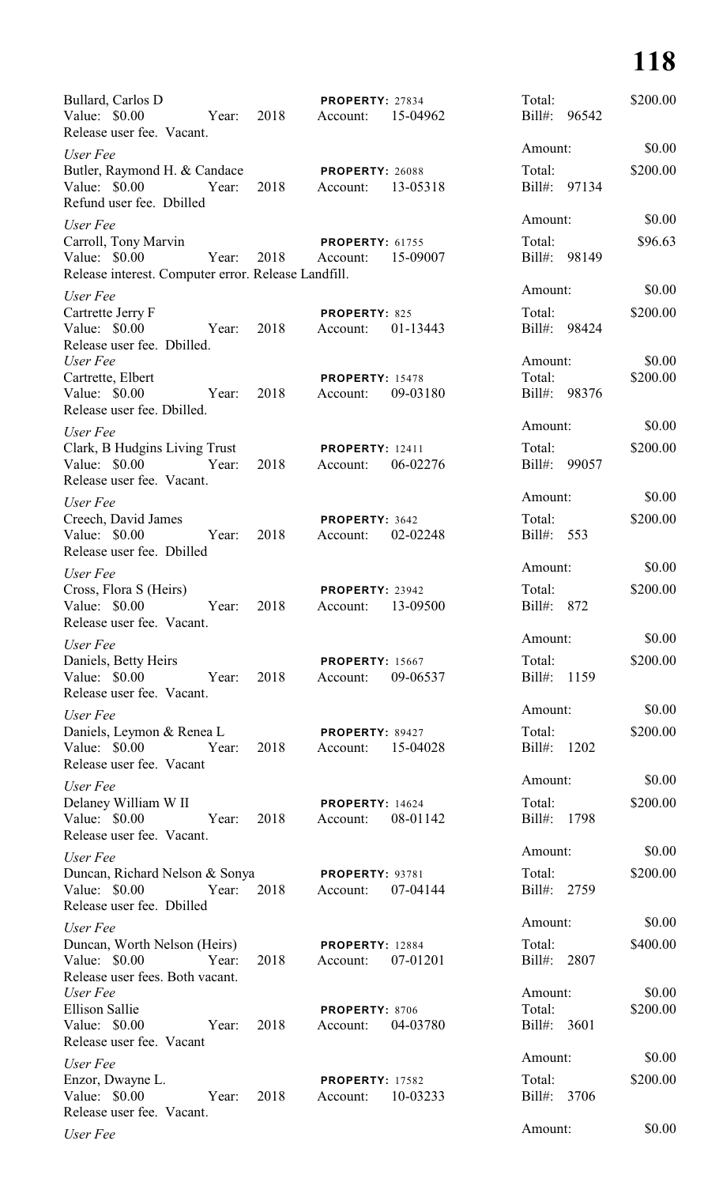Bullard, Carlos D
Value: $0.00 Year: 2018 **PROPERTY:** 27834 Account: 15-04962 Total: $200.00 Bill#: 96542
Release user fee. Vacant.
*User Fee* Amount: $0.00

Butler, Raymond H. & Candace
Value: $0.00 Year: 2018 **PROPERTY:** 26088 Account: 13-05318 Total: $200.00 Bill#: 97134
Refund user fee. Dbilled
*User Fee* Amount: $0.00

Carroll, Tony Marvin
Value: $0.00 Year: 2018 **PROPERTY:** 61755 Account: 15-09007 Total: $96.63 Bill#: 98149
Release interest. Computer error. Release Landfill.
*User Fee* Amount: $0.00

Cartrette Jerry F
Value: $0.00 Year: 2018 **PROPERTY:** 825 Account: 01-13443 Total: $200.00 Bill#: 98424
Release user fee. Dbilled.
*User Fee* Amount: $0.00

Cartrette, Elbert
Value: $0.00 Year: 2018 **PROPERTY:** 15478 Account: 09-03180 Total: $200.00 Bill#: 98376
Release user fee. Dbilled.
*User Fee* Amount: $0.00

Clark, B Hudgins Living Trust
Value: $0.00 Year: 2018 **PROPERTY:** 12411 Account: 06-02276 Total: $200.00 Bill#: 99057
Release user fee. Vacant.
*User Fee* Amount: $0.00

Creech, David James
Value: $0.00 Year: 2018 **PROPERTY:** 3642 Account: 02-02248 Total: $200.00 Bill#: 553
Release user fee. Dbilled
*User Fee* Amount: $0.00

Cross, Flora S (Heirs)
Value: $0.00 Year: 2018 **PROPERTY:** 23942 Account: 13-09500 Total: $200.00 Bill#: 872
Release user fee. Vacant.
*User Fee* Amount: $0.00

Daniels, Betty Heirs
Value: $0.00 Year: 2018 **PROPERTY:** 15667 Account: 09-06537 Total: $200.00 Bill#: 1159
Release user fee. Vacant.
*User Fee* Amount: $0.00

Daniels, Leymon & Renea L
Value: $0.00 Year: 2018 **PROPERTY:** 89427 Account: 15-04028 Total: $200.00 Bill#: 1202
Release user fee. Vacant
*User Fee* Amount: $0.00

Delaney William W II
Value: $0.00 Year: 2018 **PROPERTY:** 14624 Account: 08-01142 Total: $200.00 Bill#: 1798
Release user fee. Vacant.
*User Fee* Amount: $0.00

Duncan, Richard Nelson & Sonya
Value: $0.00 Year: 2018 **PROPERTY:** 93781 Account: 07-04144 Total: $200.00 Bill#: 2759
Release user fee. Dbilled
*User Fee* Amount: $0.00

Duncan, Worth Nelson (Heirs)
Value: $0.00 Year: 2018 **PROPERTY:** 12884 Account: 07-01201 Total: $400.00 Bill#: 2807
Release user fees. Both vacant.
*User Fee* Amount: $0.00

Ellison Sallie
Value: $0.00 Year: 2018 **PROPERTY:** 8706 Account: 04-03780 Total: $200.00 Bill#: 3601
Release user fee. Vacant
*User Fee* Amount: $0.00

Enzor, Dwayne L.
Value: $0.00 Year: 2018 **PROPERTY:** 17582 Account: 10-03233 Total: $200.00 Bill#: 3706
Release user fee. Vacant.
*User Fee* Amount: $0.00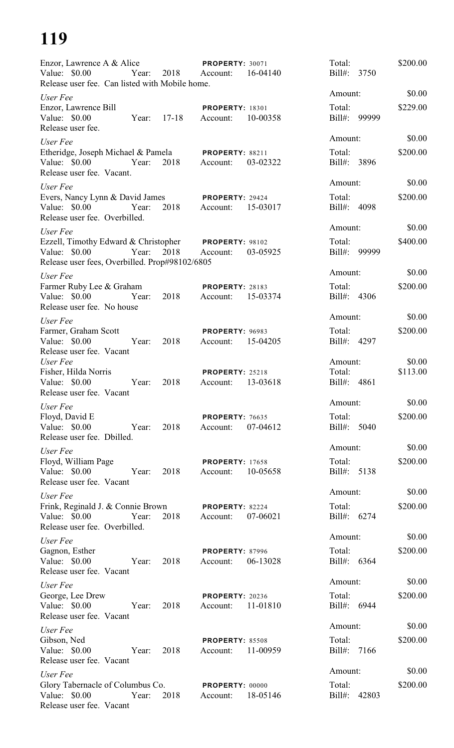Enzor, Lawrence A & Alice **PROPERTY:** 30071 Total: $200.00
Value: $0.00 Year: 2018 Account: 16-04140 Bill#: 3750
Release user fee. Can listed with Mobile home.

*User Fee* Amount: $0.00
Enzor, Lawrence Bill **PROPERTY:** 18301 Total: $229.00
Value: $0.00 Year: 17-18 Account: 10-00358 Bill#: 99999
Release user fee.

*User Fee* Amount: $0.00
Etheridge, Joseph Michael & Pamela **PROPERTY:** 88211 Total: $200.00
Value: $0.00 Year: 2018 Account: 03-02322 Bill#: 3896
Release user fee. Vacant.

*User Fee* Amount: $0.00
Evers, Nancy Lynn & David James **PROPERTY:** 29424 Total: $200.00
Value: $0.00 Year: 2018 Account: 15-03017 Bill#: 4098
Release user fee. Overbilled.

*User Fee* Amount: $0.00
Ezzell, Timothy Edward & Christopher **PROPERTY:** 98102 Total: $400.00
Value: $0.00 Year: 2018 Account: 03-05925 Bill#: 99999
Release user fees, Overbilled. Prop#98102/6805

*User Fee* Amount: $0.00
Farmer Ruby Lee & Graham **PROPERTY:** 28183 Total: $200.00
Value: $0.00 Year: 2018 Account: 15-03374 Bill#: 4306
Release user fee. No house

*User Fee* Amount: $0.00
Farmer, Graham Scott **PROPERTY:** 96983 Total: $200.00
Value: $0.00 Year: 2018 Account: 15-04205 Bill#: 4297
Release user fee. Vacant

*User Fee* Amount: $0.00
Fisher, Hilda Norris **PROPERTY:** 25218 Total: $113.00
Value: $0.00 Year: 2018 Account: 13-03618 Bill#: 4861
Release user fee. Vacant

*User Fee* Amount: $0.00
Floyd, David E **PROPERTY:** 76635 Total: $200.00
Value: $0.00 Year: 2018 Account: 07-04612 Bill#: 5040
Release user fee. Dbilled.

*User Fee* Amount: $0.00
Floyd, William Page **PROPERTY:** 17658 Total: $200.00
Value: $0.00 Year: 2018 Account: 10-05658 Bill#: 5138
Release user fee. Vacant

*User Fee* Amount: $0.00
Frink, Reginald J. & Connie Brown **PROPERTY:** 82224 Total: $200.00
Value: $0.00 Year: 2018 Account: 07-06021 Bill#: 6274
Release user fee. Overbilled.

*User Fee* Amount: $0.00
Gagnon, Esther **PROPERTY:** 87996 Total: $200.00
Value: $0.00 Year: 2018 Account: 06-13028 Bill#: 6364
Release user fee. Vacant

*User Fee* Amount: $0.00
George, Lee Drew **PROPERTY:** 20236 Total: $200.00
Value: $0.00 Year: 2018 Account: 11-01810 Bill#: 6944
Release user fee. Vacant

*User Fee* Amount: $0.00
Gibson, Ned **PROPERTY:** 85508 Total: $200.00
Value: $0.00 Year: 2018 Account: 11-00959 Bill#: 7166
Release user fee. Vacant

*User Fee* Amount: $0.00
Glory Tabernacle of Columbus Co. **PROPERTY:** 00000 Total: $200.00
Value: $0.00 Year: 2018 Account: 18-05146 Bill#: 42803
Release user fee. Vacant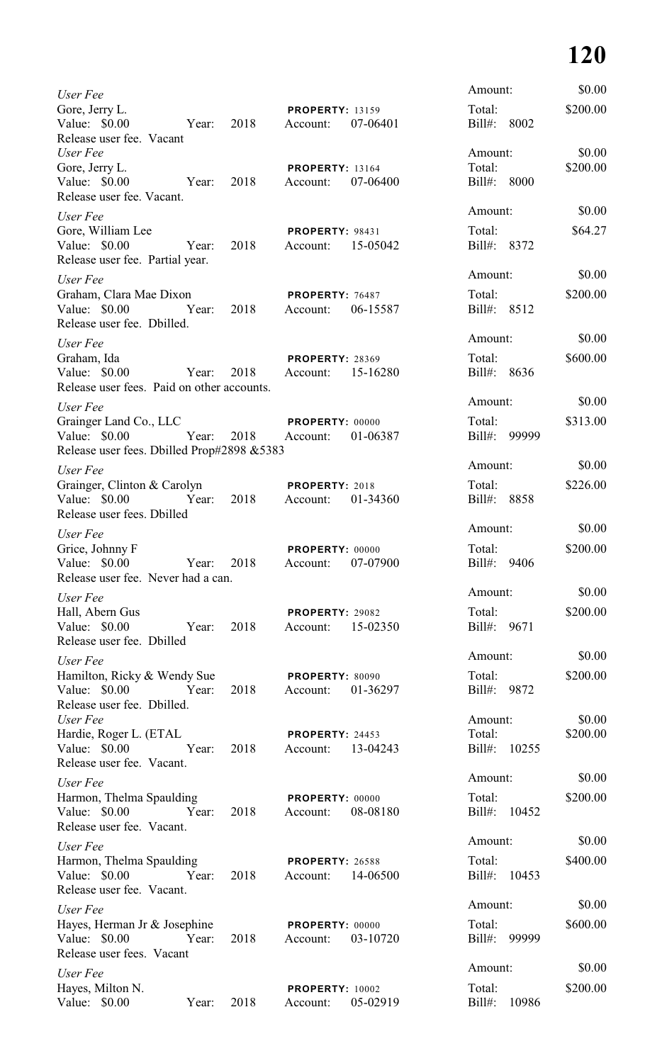*User Fee*
Gore, Jerry L. **PROPERTY:** 13159
Value: $0.00 Year: 2018 Account: 07-06401
Release user fee. Vacant
Amount: $0.00
Total: $200.00
Bill#: 8002

*User Fee*
Gore, Jerry L. **PROPERTY:** 13164
Value: $0.00 Year: 2018 Account: 07-06400
Release user fee. Vacant.
Amount: $0.00
Total: $200.00
Bill#: 8000

*User Fee*
Gore, William Lee **PROPERTY:** 98431
Value: $0.00 Year: 2018 Account: 15-05042
Release user fee. Partial year.
Amount: $0.00
Total: $64.27
Bill#: 8372

*User Fee*
Graham, Clara Mae Dixon **PROPERTY:** 76487
Value: $0.00 Year: 2018 Account: 06-15587
Release user fee. Dbilled.
Amount: $0.00
Total: $200.00
Bill#: 8512

*User Fee*
Graham, Ida **PROPERTY:** 28369
Value: $0.00 Year: 2018 Account: 15-16280
Release user fees. Paid on other accounts.
Amount: $0.00
Total: $600.00
Bill#: 8636

*User Fee*
Grainger Land Co., LLC **PROPERTY:** 00000
Value: $0.00 Year: 2018 Account: 01-06387
Release user fees. Dbilled Prop#2898 &5383
Amount: $0.00
Total: $313.00
Bill#: 99999

*User Fee*
Grainger, Clinton & Carolyn **PROPERTY:** 2018
Value: $0.00 Year: 2018 Account: 01-34360
Release user fees. Dbilled
Amount: $0.00
Total: $226.00
Bill#: 8858

*User Fee*
Grice, Johnny F **PROPERTY:** 00000
Value: $0.00 Year: 2018 Account: 07-07900
Release user fee. Never had a can.
Amount: $0.00
Total: $200.00
Bill#: 9406

*User Fee*
Hall, Abern Gus **PROPERTY:** 29082
Value: $0.00 Year: 2018 Account: 15-02350
Release user fee. Dbilled
Amount: $0.00
Total: $200.00
Bill#: 9671

*User Fee*
Hamilton, Ricky & Wendy Sue **PROPERTY:** 80090
Value: $0.00 Year: 2018 Account: 01-36297
Release user fee. Dbilled.
Amount: $0.00
Total: $200.00
Bill#: 9872

*User Fee*
Hardie, Roger L. (ETAL **PROPERTY:** 24453
Value: $0.00 Year: 2018 Account: 13-04243
Release user fee. Vacant.
Amount: $0.00
Total: $200.00
Bill#: 10255

*User Fee*
Harmon, Thelma Spaulding **PROPERTY:** 00000
Value: $0.00 Year: 2018 Account: 08-08180
Release user fee. Vacant.
Amount: $0.00
Total: $200.00
Bill#: 10452

*User Fee*
Harmon, Thelma Spaulding **PROPERTY:** 26588
Value: $0.00 Year: 2018 Account: 14-06500
Release user fee. Vacant.
Amount: $0.00
Total: $400.00
Bill#: 10453

*User Fee*
Hayes, Herman Jr & Josephine **PROPERTY:** 00000
Value: $0.00 Year: 2018 Account: 03-10720
Release user fees. Vacant
Amount: $0.00
Total: $600.00
Bill#: 99999

*User Fee*
Hayes, Milton N. **PROPERTY:** 10002
Value: $0.00 Year: 2018 Account: 05-02919
Amount: $0.00
Total: $200.00
Bill#: 10986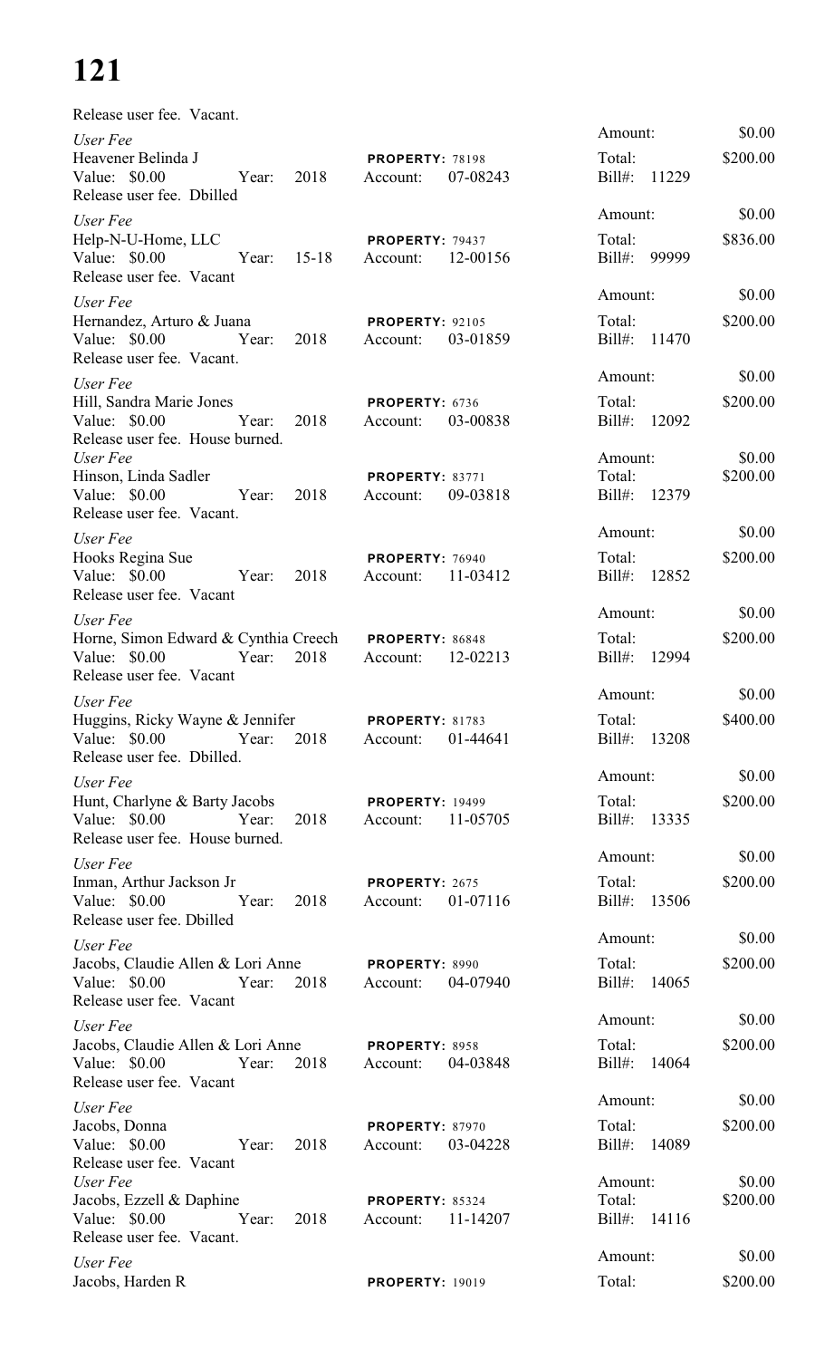Release user fee. Vacant.

*User Fee*
Heavener Belinda J — **PROPERTY:** 78198
Value: $0.00 Year: 2018 Account: 07-08243
Release user fee. Dbilled
Amount: $0.00
Total: $200.00
Bill#: 11229

*User Fee*
Help-N-U-Home, LLC — **PROPERTY:** 79437
Value: $0.00 Year: 15-18 Account: 12-00156
Release user fee. Vacant
Amount: $0.00
Total: $836.00
Bill#: 99999

*User Fee*
Hernandez, Arturo & Juana — **PROPERTY:** 92105
Value: $0.00 Year: 2018 Account: 03-01859
Release user fee. Vacant.
Amount: $0.00
Total: $200.00
Bill#: 11470

*User Fee*
Hill, Sandra Marie Jones — **PROPERTY:** 6736
Value: $0.00 Year: 2018 Account: 03-00838
Release user fee. House burned.
Amount: $0.00
Total: $200.00
Bill#: 12092

*User Fee*
Hinson, Linda Sadler — **PROPERTY:** 83771
Value: $0.00 Year: 2018 Account: 09-03818
Release user fee. Vacant.
Amount: $0.00
Total: $200.00
Bill#: 12379

*User Fee*
Hooks Regina Sue — **PROPERTY:** 76940
Value: $0.00 Year: 2018 Account: 11-03412
Release user fee. Vacant
Amount: $0.00
Total: $200.00
Bill#: 12852

*User Fee*
Horne, Simon Edward & Cynthia Creech — **PROPERTY:** 86848
Value: $0.00 Year: 2018 Account: 12-02213
Release user fee. Vacant
Amount: $0.00
Total: $200.00
Bill#: 12994

*User Fee*
Huggins, Ricky Wayne & Jennifer — **PROPERTY:** 81783
Value: $0.00 Year: 2018 Account: 01-44641
Release user fee. Dbilled.
Amount: $0.00
Total: $400.00
Bill#: 13208

*User Fee*
Hunt, Charlyne & Barty Jacobs — **PROPERTY:** 19499
Value: $0.00 Year: 2018 Account: 11-05705
Release user fee. House burned.
Amount: $0.00
Total: $200.00
Bill#: 13335

*User Fee*
Inman, Arthur Jackson Jr — **PROPERTY:** 2675
Value: $0.00 Year: 2018 Account: 01-07116
Release user fee. Dbilled
Amount: $0.00
Total: $200.00
Bill#: 13506

*User Fee*
Jacobs, Claudie Allen & Lori Anne — **PROPERTY:** 8990
Value: $0.00 Year: 2018 Account: 04-07940
Release user fee. Vacant
Amount: $0.00
Total: $200.00
Bill#: 14065

*User Fee*
Jacobs, Claudie Allen & Lori Anne — **PROPERTY:** 8958
Value: $0.00 Year: 2018 Account: 04-03848
Release user fee. Vacant
Amount: $0.00
Total: $200.00
Bill#: 14064

*User Fee*
Jacobs, Donna — **PROPERTY:** 87970
Value: $0.00 Year: 2018 Account: 03-04228
Release user fee. Vacant
Amount: $0.00
Total: $200.00
Bill#: 14089

*User Fee*
Jacobs, Ezzell & Daphine — **PROPERTY:** 85324
Value: $0.00 Year: 2018 Account: 11-14207
Release user fee. Vacant.
Amount: $0.00
Total: $200.00
Bill#: 14116

*User Fee*
Jacobs, Harden R — **PROPERTY:** 19019
Amount: $0.00
Total: $200.00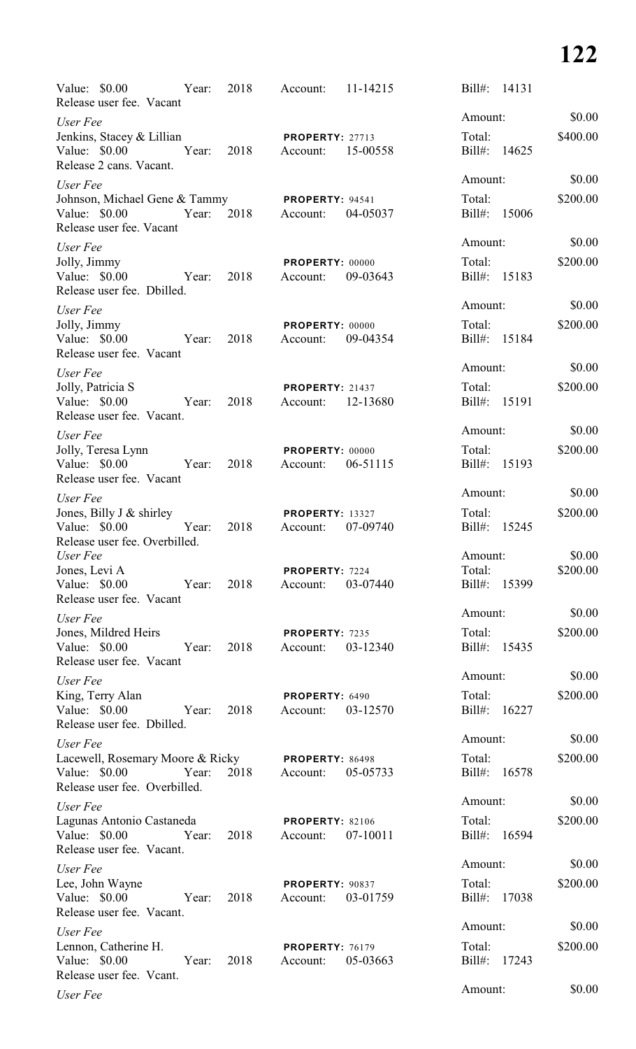Value: $0.00 Year: 2018 Account: 11-14215 Bill#: 14131
Release user fee. Vacant

*User Fee* Amount: $0.00
Jenkins, Stacey & Lillian **PROPERTY:** 27713 Total: $400.00
Value: $0.00 Year: 2018 Account: 15-00558 Bill#: 14625
Release 2 cans. Vacant.

*User Fee* Amount: $0.00
Johnson, Michael Gene & Tammy **PROPERTY:** 94541 Total: $200.00
Value: $0.00 Year: 2018 Account: 04-05037 Bill#: 15006
Release user fee. Vacant

*User Fee* Amount: $0.00
Jolly, Jimmy **PROPERTY:** 00000 Total: $200.00
Value: $0.00 Year: 2018 Account: 09-03643 Bill#: 15183
Release user fee. Dbilled.

*User Fee* Amount: $0.00
Jolly, Jimmy **PROPERTY:** 00000 Total: $200.00
Value: $0.00 Year: 2018 Account: 09-04354 Bill#: 15184
Release user fee. Vacant

*User Fee* Amount: $0.00
Jolly, Patricia S **PROPERTY:** 21437 Total: $200.00
Value: $0.00 Year: 2018 Account: 12-13680 Bill#: 15191
Release user fee. Vacant.

*User Fee* Amount: $0.00
Jolly, Teresa Lynn **PROPERTY:** 00000 Total: $200.00
Value: $0.00 Year: 2018 Account: 06-51115 Bill#: 15193
Release user fee. Vacant

*User Fee* Amount: $0.00
Jones, Billy J & shirley **PROPERTY:** 13327 Total: $200.00
Value: $0.00 Year: 2018 Account: 07-09740 Bill#: 15245
Release user fee. Overbilled.

*User Fee* Amount: $0.00
Jones, Levi A **PROPERTY:** 7224 Total: $200.00
Value: $0.00 Year: 2018 Account: 03-07440 Bill#: 15399
Release user fee. Vacant

*User Fee* Amount: $0.00
Jones, Mildred Heirs **PROPERTY:** 7235 Total: $200.00
Value: $0.00 Year: 2018 Account: 03-12340 Bill#: 15435
Release user fee. Vacant

*User Fee* Amount: $0.00
King, Terry Alan **PROPERTY:** 6490 Total: $200.00
Value: $0.00 Year: 2018 Account: 03-12570 Bill#: 16227
Release user fee. Dbilled.

*User Fee* Amount: $0.00
Lacewell, Rosemary Moore & Ricky **PROPERTY:** 86498 Total: $200.00
Value: $0.00 Year: 2018 Account: 05-05733 Bill#: 16578
Release user fee. Overbilled.

*User Fee* Amount: $0.00
Lagunas Antonio Castaneda **PROPERTY:** 82106 Total: $200.00
Value: $0.00 Year: 2018 Account: 07-10011 Bill#: 16594
Release user fee. Vacant.

*User Fee* Amount: $0.00
Lee, John Wayne **PROPERTY:** 90837 Total: $200.00
Value: $0.00 Year: 2018 Account: 03-01759 Bill#: 17038
Release user fee. Vacant.

*User Fee* Amount: $0.00
Lennon, Catherine H. **PROPERTY:** 76179 Total: $200.00
Value: $0.00 Year: 2018 Account: 05-03663 Bill#: 17243
Release user fee. Vcant.

*User Fee* Amount: $0.00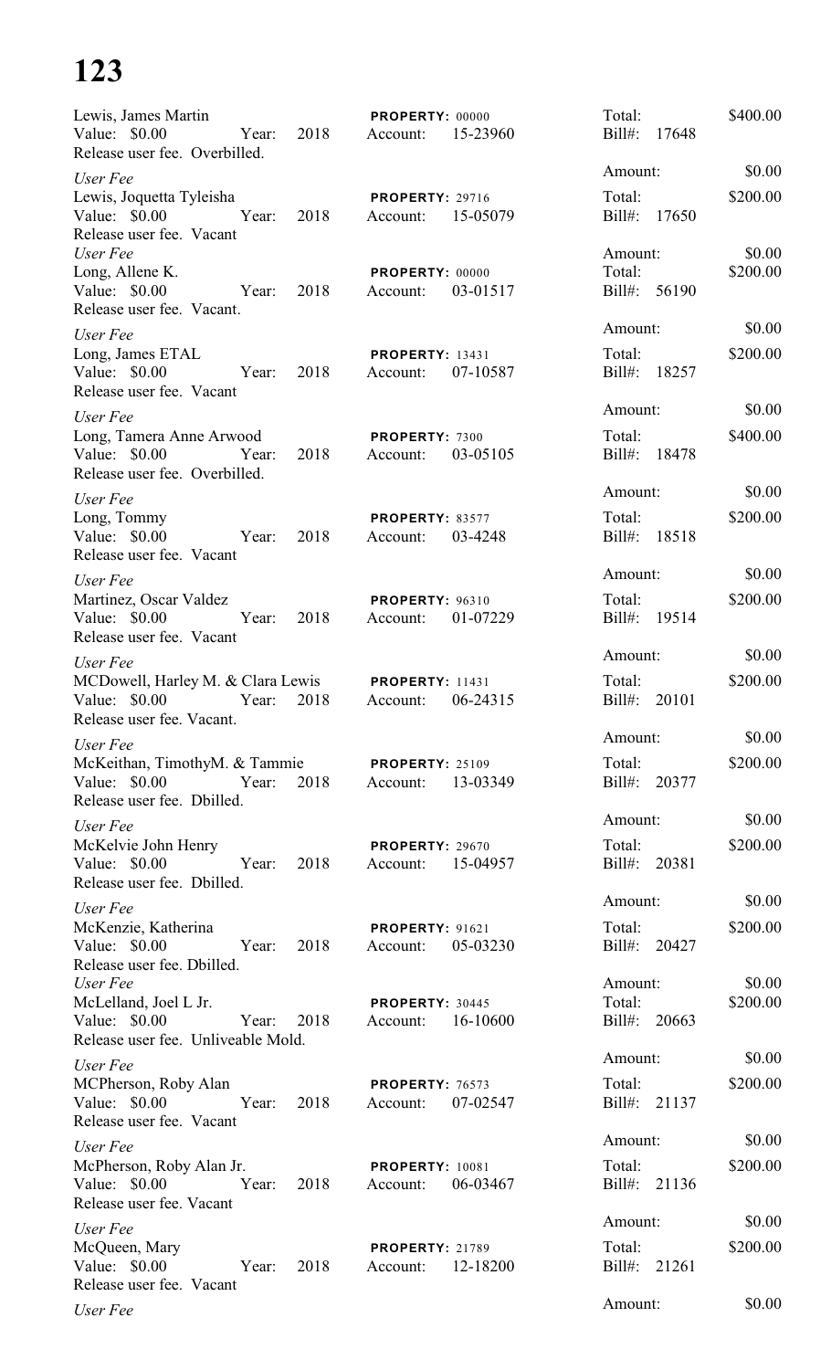# 123

Lewis, James Martin
Value: $0.00 Year: 2018
Release user fee. Overbilled.
PROPERTY: 00000
Account: 15-23960
Total: $400.00
Bill#: 17648
Amount: $0.00

*User Fee*
Lewis, Joquetta Tyleisha
Value: $0.00 Year: 2018
Release user fee. Vacant
PROPERTY: 29716
Account: 15-05079
Total: $200.00
Bill#: 17650
Amount: $0.00

*User Fee*
Long, Allene K.
Value: $0.00 Year: 2018
Release user fee. Vacant.
PROPERTY: 00000
Account: 03-01517
Total: $200.00
Bill#: 56190
Amount: $0.00

*User Fee*
Long, James ETAL
Value: $0.00 Year: 2018
Release user fee. Vacant
PROPERTY: 13431
Account: 07-10587
Total: $200.00
Bill#: 18257
Amount: $0.00

*User Fee*
Long, Tamera Anne Arwood
Value: $0.00 Year: 2018
Release user fee. Overbilled.
PROPERTY: 7300
Account: 03-05105
Total: $400.00
Bill#: 18478
Amount: $0.00

*User Fee*
Long, Tommy
Value: $0.00 Year: 2018
Release user fee. Vacant
PROPERTY: 83577
Account: 03-4248
Total: $200.00
Bill#: 18518
Amount: $0.00

*User Fee*
Martinez, Oscar Valdez
Value: $0.00 Year: 2018
Release user fee. Vacant
PROPERTY: 96310
Account: 01-07229
Total: $200.00
Bill#: 19514
Amount: $0.00

*User Fee*
MCDowell, Harley M. & Clara Lewis
Value: $0.00 Year: 2018
Release user fee. Vacant.
PROPERTY: 11431
Account: 06-24315
Total: $200.00
Bill#: 20101
Amount: $0.00

*User Fee*
McKeithan, TimothyM. & Tammie
Value: $0.00 Year: 2018
Release user fee. Dbilled.
PROPERTY: 25109
Account: 13-03349
Total: $200.00
Bill#: 20377
Amount: $0.00

*User Fee*
McKelvie John Henry
Value: $0.00 Year: 2018
Release user fee. Dbilled.
PROPERTY: 29670
Account: 15-04957
Total: $200.00
Bill#: 20381
Amount: $0.00

*User Fee*
McKenzie, Katherina
Value: $0.00 Year: 2018
Release user fee. Dbilled.
PROPERTY: 91621
Account: 05-03230
Total: $200.00
Bill#: 20427
Amount: $0.00

*User Fee*
McLelland, Joel L Jr.
Value: $0.00 Year: 2018
Release user fee. Unliveable Mold.
PROPERTY: 30445
Account: 16-10600
Total: $200.00
Bill#: 20663
Amount: $0.00

*User Fee*
MCPherson, Roby Alan
Value: $0.00 Year: 2018
Release user fee. Vacant
PROPERTY: 76573
Account: 07-02547
Total: $200.00
Bill#: 21137
Amount: $0.00

*User Fee*
McPherson, Roby Alan Jr.
Value: $0.00 Year: 2018
Release user fee. Vacant
PROPERTY: 10081
Account: 06-03467
Total: $200.00
Bill#: 21136
Amount: $0.00

*User Fee*
McQueen, Mary
Value: $0.00 Year: 2018
Release user fee. Vacant
PROPERTY: 21789
Account: 12-18200
Total: $200.00
Bill#: 21261
Amount: $0.00

*User Fee*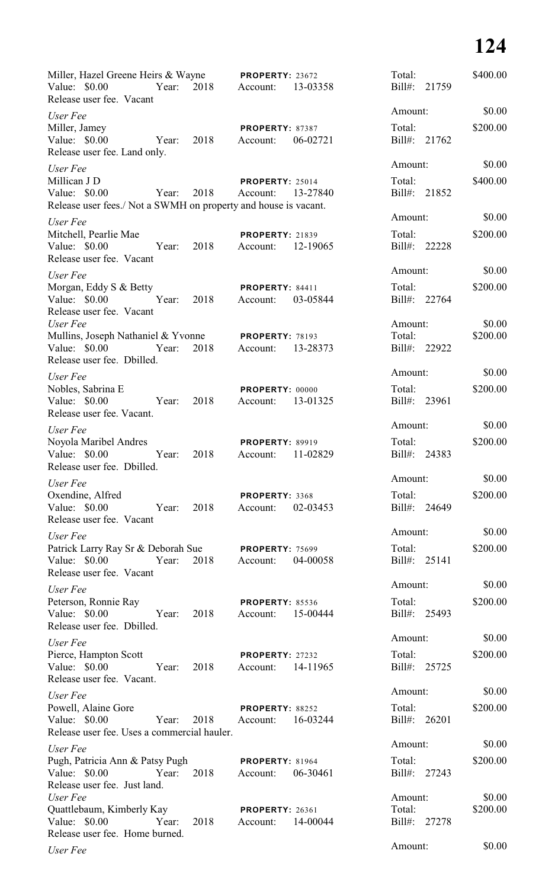Miller, Hazel Greene Heirs & Wayne PROPERTY: 23672 Total: $400.00
Value: $0.00 Year: 2018 Account: 13-03358 Bill#: 21759
Release user fee. Vacant

*User Fee* Amount: $0.00
Miller, Jamey PROPERTY: 87387 Total: $200.00
Value: $0.00 Year: 2018 Account: 06-02721 Bill#: 21762
Release user fee. Land only.

*User Fee* Amount: $0.00
Millican J D PROPERTY: 25014 Total: $400.00
Value: $0.00 Year: 2018 Account: 13-27840 Bill#: 21852
Release user fees./ Not a SWMH on property and house is vacant.

*User Fee* Amount: $0.00
Mitchell, Pearlie Mae PROPERTY: 21839 Total: $200.00
Value: $0.00 Year: 2018 Account: 12-19065 Bill#: 22228
Release user fee. Vacant

*User Fee* Amount: $0.00
Morgan, Eddy S & Betty PROPERTY: 84411 Total: $200.00
Value: $0.00 Year: 2018 Account: 03-05844 Bill#: 22764
Release user fee. Vacant

*User Fee* Amount: $0.00
Mullins, Joseph Nathaniel & Yvonne PROPERTY: 78193 Total: $200.00
Value: $0.00 Year: 2018 Account: 13-28373 Bill#: 22922
Release user fee. Dbilled.

*User Fee* Amount: $0.00
Nobles, Sabrina E PROPERTY: 00000 Total: $200.00
Value: $0.00 Year: 2018 Account: 13-01325 Bill#: 23961
Release user fee. Vacant.

*User Fee* Amount: $0.00
Noyola Maribel Andres PROPERTY: 89919 Total: $200.00
Value: $0.00 Year: 2018 Account: 11-02829 Bill#: 24383
Release user fee. Dbilled.

*User Fee* Amount: $0.00
Oxendine, Alfred PROPERTY: 3368 Total: $200.00
Value: $0.00 Year: 2018 Account: 02-03453 Bill#: 24649
Release user fee. Vacant

*User Fee* Amount: $0.00
Patrick Larry Ray Sr & Deborah Sue PROPERTY: 75699 Total: $200.00
Value: $0.00 Year: 2018 Account: 04-00058 Bill#: 25141
Release user fee. Vacant

*User Fee* Amount: $0.00
Peterson, Ronnie Ray PROPERTY: 85536 Total: $200.00
Value: $0.00 Year: 2018 Account: 15-00444 Bill#: 25493
Release user fee. Dbilled.

*User Fee* Amount: $0.00
Pierce, Hampton Scott PROPERTY: 27232 Total: $200.00
Value: $0.00 Year: 2018 Account: 14-11965 Bill#: 25725
Release user fee. Vacant.

*User Fee* Amount: $0.00
Powell, Alaine Gore PROPERTY: 88252 Total: $200.00
Value: $0.00 Year: 2018 Account: 16-03244 Bill#: 26201
Release user fee. Uses a commercial hauler.

*User Fee* Amount: $0.00
Pugh, Patricia Ann & Patsy Pugh PROPERTY: 81964 Total: $200.00
Value: $0.00 Year: 2018 Account: 06-30461 Bill#: 27243
Release user fee. Just land.

*User Fee* Amount: $0.00
Quattlebaum, Kimberly Kay PROPERTY: 26361 Total: $200.00
Value: $0.00 Year: 2018 Account: 14-00044 Bill#: 27278
Release user fee. Home burned.

*User Fee* Amount: $0.00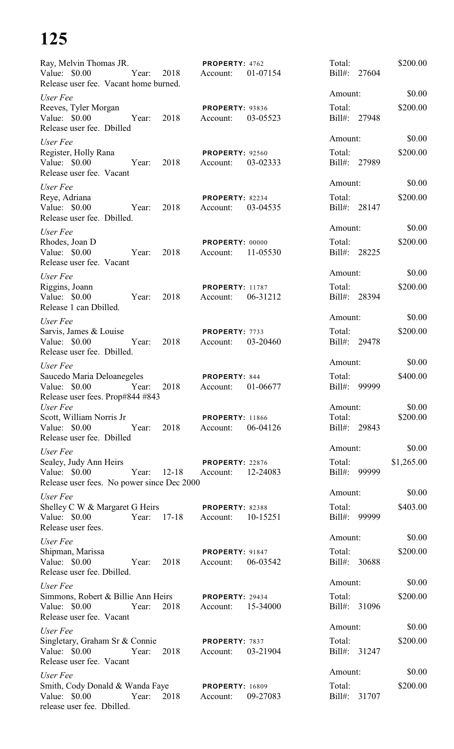# 125

Ray, Melvin Thomas JR.
Value: $0.00 Year: 2018 **PROPERTY:** 4762 Account: 01-07154 Total: $200.00 Bill#: 27604
Release user fee. Vacant home burned.

*User Fee* Amount: $0.00
Reeves, Tyler Morgan
Value: $0.00 Year: 2018 **PROPERTY:** 93836 Account: 03-05523 Total: $200.00 Bill#: 27948
Release user fee. Dbilled

*User Fee* Amount: $0.00
Register, Holly Rana
Value: $0.00 Year: 2018 **PROPERTY:** 92560 Account: 03-02333 Total: $200.00 Bill#: 27989
Release user fee. Vacant

*User Fee* Amount: $0.00
Reye, Adriana
Value: $0.00 Year: 2018 **PROPERTY:** 82234 Account: 03-04535 Total: $200.00 Bill#: 28147
Release user fee. Dbilled.

*User Fee* Amount: $0.00
Rhodes, Joan D
Value: $0.00 Year: 2018 **PROPERTY:** 00000 Account: 11-05530 Total: $200.00 Bill#: 28225
Release user fee. Vacant

*User Fee* Amount: $0.00
Riggins, Joann
Value: $0.00 Year: 2018 **PROPERTY:** 11787 Account: 06-31212 Total: $200.00 Bill#: 28394
Release 1 can Dbilled.

*User Fee* Amount: $0.00
Sarvis, James & Louise
Value: $0.00 Year: 2018 **PROPERTY:** 7733 Account: 03-20460 Total: $200.00 Bill#: 29478
Release user fee. Dbilled.

*User Fee* Amount: $0.00
Saucedo Maria Deloanegeles
Value: $0.00 Year: 2018 **PROPERTY:** 844 Account: 01-06677 Total: $400.00 Bill#: 99999
Release user fees. Prop#844 #843

*User Fee* Amount: $0.00
Scott, William Norris Jr
Value: $0.00 Year: 2018 **PROPERTY:** 11866 Account: 06-04126 Total: $200.00 Bill#: 29843
Release user fee. Dbilled

*User Fee* Amount: $0.00
Sealey, Judy Ann Heirs
Value: $0.00 Year: 12-18 **PROPERTY:** 22876 Account: 12-24083 Total: $1,265.00 Bill#: 99999
Release user fees. No power since Dec 2000

*User Fee* Amount: $0.00
Shelley C W & Margaret G Heirs
Value: $0.00 Year: 17-18 **PROPERTY:** 82388 Account: 10-15251 Total: $403.00 Bill#: 99999
Release user fees.

*User Fee* Amount: $0.00
Shipman, Marissa
Value: $0.00 Year: 2018 **PROPERTY:** 91847 Account: 06-03542 Total: $200.00 Bill#: 30688
Release user fee. Dbilled.

*User Fee* Amount: $0.00
Simmons, Robert & Billie Ann Heirs
Value: $0.00 Year: 2018 **PROPERTY:** 29434 Account: 15-34000 Total: $200.00 Bill#: 31096
Release user fee. Vacant

*User Fee* Amount: $0.00
Singletary, Graham Sr & Connie
Value: $0.00 Year: 2018 **PROPERTY:** 7837 Account: 03-21904 Total: $200.00 Bill#: 31247
Release user fee. Vacant

*User Fee* Amount: $0.00
Smith, Cody Donald & Wanda Faye
Value: $0.00 Year: 2018 **PROPERTY:** 16809 Account: 09-27083 Total: $200.00 Bill#: 31707
release user fee. Dbilled.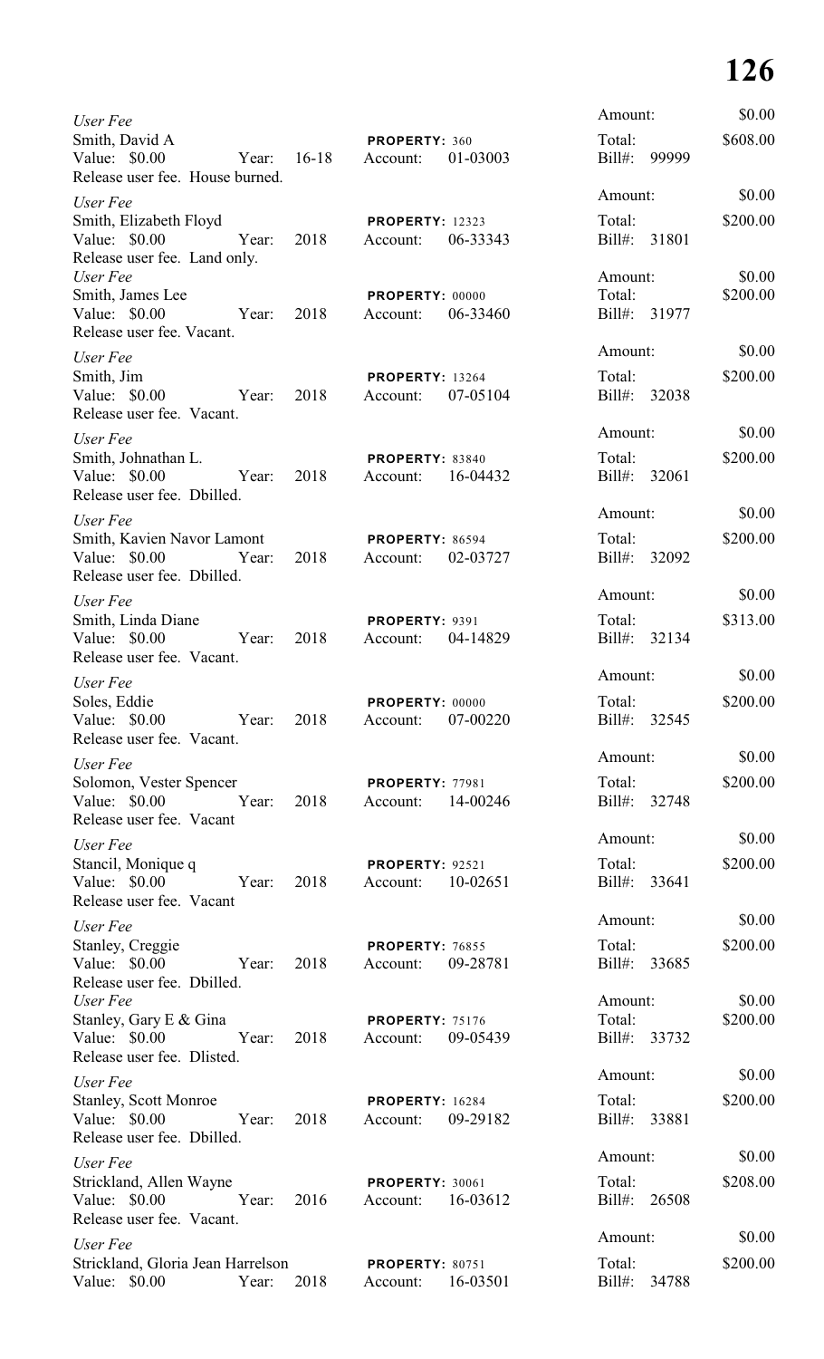*User Fee*
Smith, David A
Value: $0.00 Year: 16-18
Release user fee. House burned.
PROPERTY: 360
Account: 01-03003
Amount: $0.00
Total: $608.00
Bill#: 99999

*User Fee*
Smith, Elizabeth Floyd
Value: $0.00 Year: 2018
Release user fee. Land only.
PROPERTY: 12323
Account: 06-33343
Amount: $0.00
Total: $200.00
Bill#: 31801

*User Fee*
Smith, James Lee
Value: $0.00 Year: 2018
Release user fee. Vacant.
PROPERTY: 00000
Account: 06-33460
Amount: $0.00
Total: $200.00
Bill#: 31977

*User Fee*
Smith, Jim
Value: $0.00 Year: 2018
Release user fee. Vacant.
PROPERTY: 13264
Account: 07-05104
Amount: $0.00
Total: $200.00
Bill#: 32038

*User Fee*
Smith, Johnathan L.
Value: $0.00 Year: 2018
Release user fee. Dbilled.
PROPERTY: 83840
Account: 16-04432
Amount: $0.00
Total: $200.00
Bill#: 32061

*User Fee*
Smith, Kavien Navor Lamont
Value: $0.00 Year: 2018
Release user fee. Dbilled.
PROPERTY: 86594
Account: 02-03727
Amount: $0.00
Total: $200.00
Bill#: 32092

*User Fee*
Smith, Linda Diane
Value: $0.00 Year: 2018
Release user fee. Vacant.
PROPERTY: 9391
Account: 04-14829
Amount: $0.00
Total: $313.00
Bill#: 32134

*User Fee*
Soles, Eddie
Value: $0.00 Year: 2018
Release user fee. Vacant.
PROPERTY: 00000
Account: 07-00220
Amount: $0.00
Total: $200.00
Bill#: 32545

*User Fee*
Solomon, Vester Spencer
Value: $0.00 Year: 2018
Release user fee. Vacant
PROPERTY: 77981
Account: 14-00246
Amount: $0.00
Total: $200.00
Bill#: 32748

*User Fee*
Stancil, Monique q
Value: $0.00 Year: 2018
Release user fee. Vacant
PROPERTY: 92521
Account: 10-02651
Amount: $0.00
Total: $200.00
Bill#: 33641

*User Fee*
Stanley, Creggie
Value: $0.00 Year: 2018
Release user fee. Dbilled.
PROPERTY: 76855
Account: 09-28781
Amount: $0.00
Total: $200.00
Bill#: 33685

*User Fee*
Stanley, Gary E & Gina
Value: $0.00 Year: 2018
Release user fee. Dlisted.
PROPERTY: 75176
Account: 09-05439
Amount: $0.00
Total: $200.00
Bill#: 33732

*User Fee*
Stanley, Scott Monroe
Value: $0.00 Year: 2018
Release user fee. Dbilled.
PROPERTY: 16284
Account: 09-29182
Amount: $0.00
Total: $200.00
Bill#: 33881

*User Fee*
Strickland, Allen Wayne
Value: $0.00 Year: 2016
Release user fee. Vacant.
PROPERTY: 30061
Account: 16-03612
Amount: $0.00
Total: $208.00
Bill#: 26508

*User Fee*
Strickland, Gloria Jean Harrelson
Value: $0.00 Year: 2018
PROPERTY: 80751
Account: 16-03501
Amount: $0.00
Total: $200.00
Bill#: 34788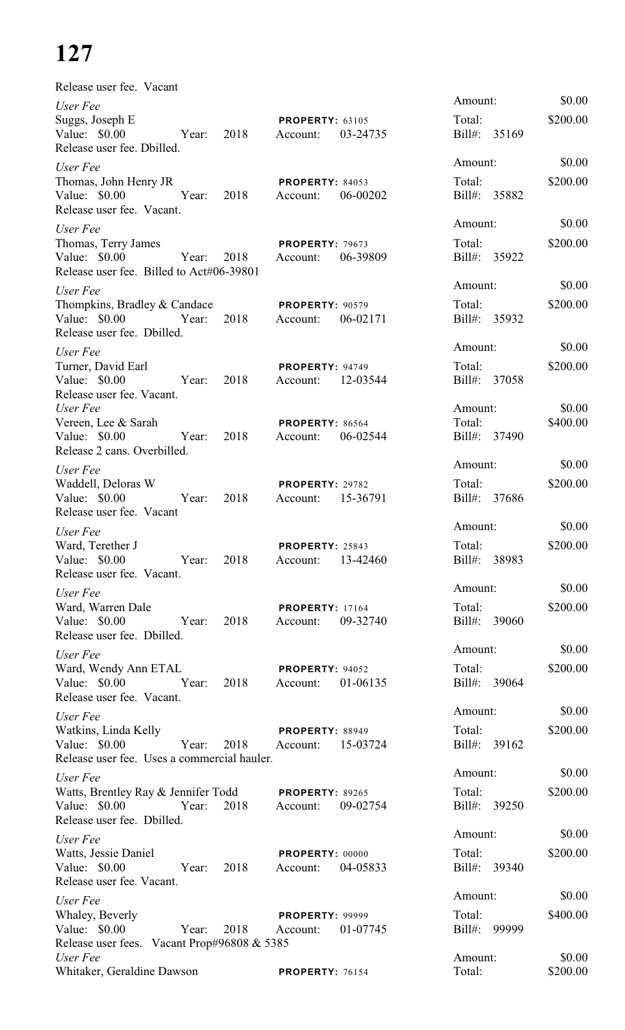Release user fee. Vacant

*User Fee*
Suggs, Joseph E — **PROPERTY:** 63105
Value: $0.00 Year: 2018 Account: 03-24735
Release user fee. Dbilled.
Amount: $0.00
Total: $200.00
Bill#: 35169

*User Fee*
Thomas, John Henry JR — **PROPERTY:** 84053
Value: $0.00 Year: 2018 Account: 06-00202
Release user fee. Vacant.
Amount: $0.00
Total: $200.00
Bill#: 35882

*User Fee*
Thomas, Terry James — **PROPERTY:** 79673
Value: $0.00 Year: 2018 Account: 06-39809
Release user fee. Billed to Act#06-39801
Amount: $0.00
Total: $200.00
Bill#: 35922

*User Fee*
Thompkins, Bradley & Candace — **PROPERTY:** 90579
Value: $0.00 Year: 2018 Account: 06-02171
Release user fee. Dbilled.
Amount: $0.00
Total: $200.00
Bill#: 35932

*User Fee*
Turner, David Earl — **PROPERTY:** 94749
Value: $0.00 Year: 2018 Account: 12-03544
Release user fee. Vacant.
Amount: $0.00
Total: $200.00
Bill#: 37058

*User Fee*
Vereen, Lee & Sarah — **PROPERTY:** 86564
Value: $0.00 Year: 2018 Account: 06-02544
Release 2 cans. Overbilled.
Amount: $0.00
Total: $400.00
Bill#: 37490

*User Fee*
Waddell, Deloras W — **PROPERTY:** 29782
Value: $0.00 Year: 2018 Account: 15-36791
Release user fee. Vacant
Amount: $0.00
Total: $200.00
Bill#: 37686

*User Fee*
Ward, Terether J — **PROPERTY:** 25843
Value: $0.00 Year: 2018 Account: 13-42460
Release user fee. Vacant.
Amount: $0.00
Total: $200.00
Bill#: 38983

*User Fee*
Ward, Warren Dale — **PROPERTY:** 17164
Value: $0.00 Year: 2018 Account: 09-32740
Release user fee. Dbilled.
Amount: $0.00
Total: $200.00
Bill#: 39060

*User Fee*
Ward, Wendy Ann ETAL — **PROPERTY:** 94052
Value: $0.00 Year: 2018 Account: 01-06135
Release user fee. Vacant.
Amount: $0.00
Total: $200.00
Bill#: 39064

*User Fee*
Watkins, Linda Kelly — **PROPERTY:** 88949
Value: $0.00 Year: 2018 Account: 15-03724
Release user fee. Uses a commercial hauler.
Amount: $0.00
Total: $200.00
Bill#: 39162

*User Fee*
Watts, Brentley Ray & Jennifer Todd — **PROPERTY:** 89265
Value: $0.00 Year: 2018 Account: 09-02754
Release user fee. Dbilled.
Amount: $0.00
Total: $200.00
Bill#: 39250

*User Fee*
Watts, Jessie Daniel — **PROPERTY:** 00000
Value: $0.00 Year: 2018 Account: 04-05833
Release user fee. Vacant.
Amount: $0.00
Total: $200.00
Bill#: 39340

*User Fee*
Whaley, Beverly — **PROPERTY:** 99999
Value: $0.00 Year: 2018 Account: 01-07745
Release user fees. Vacant Prop#96808 & 5385
Amount: $0.00
Total: $400.00
Bill#: 99999

*User Fee*
Whitaker, Geraldine Dawson — **PROPERTY:** 76154
Amount: $0.00
Total: $200.00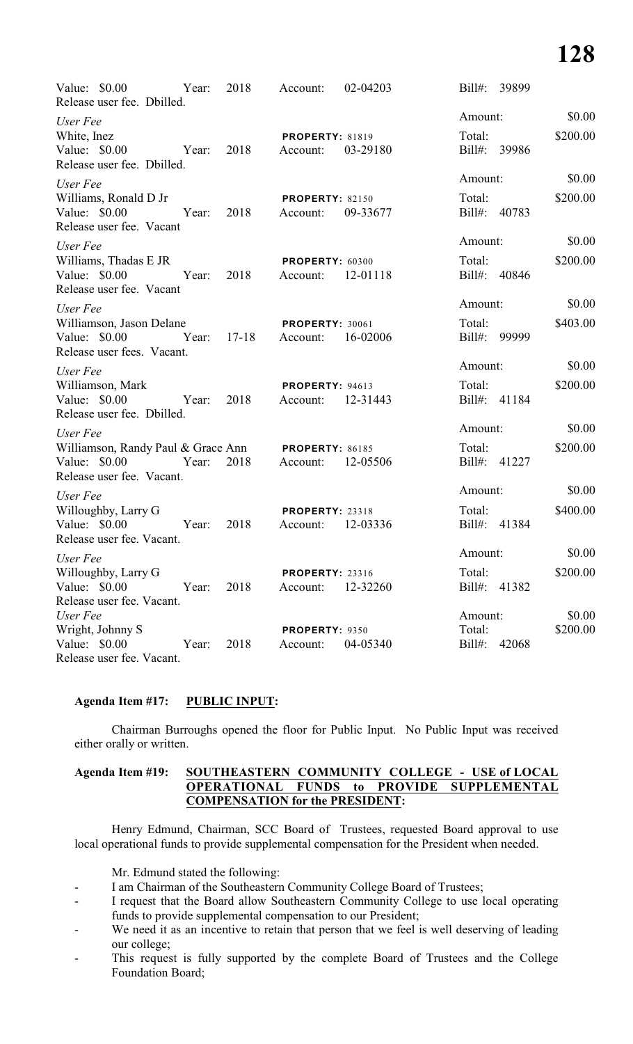Value: $0.00 Year: 2018 Account: 02-04203 Bill#: 39899
Release user fee. Dbilled.

*User Fee* Amount: $0.00
White, Inez **PROPERTY:** 81819 Total: $200.00
Value: $0.00 Year: 2018 Account: 03-29180 Bill#: 39986
Release user fee. Dbilled.

*User Fee* Amount: $0.00
Williams, Ronald D Jr **PROPERTY:** 82150 Total: $200.00
Value: $0.00 Year: 2018 Account: 09-33677 Bill#: 40783
Release user fee. Vacant

*User Fee* Amount: $0.00
Williams, Thadas E JR **PROPERTY:** 60300 Total: $200.00
Value: $0.00 Year: 2018 Account: 12-01118 Bill#: 40846
Release user fee. Vacant

*User Fee* Amount: $0.00
Williamson, Jason Delane **PROPERTY:** 30061 Total: $403.00
Value: $0.00 Year: 17-18 Account: 16-02006 Bill#: 99999
Release user fees. Vacant.

*User Fee* Amount: $0.00
Williamson, Mark **PROPERTY:** 94613 Total: $200.00
Value: $0.00 Year: 2018 Account: 12-31443 Bill#: 41184
Release user fee. Dbilled.

*User Fee* Amount: $0.00
Williamson, Randy Paul & Grace Ann **PROPERTY:** 86185 Total: $200.00
Value: $0.00 Year: 2018 Account: 12-05506 Bill#: 41227
Release user fee. Vacant.

*User Fee* Amount: $0.00
Willoughby, Larry G **PROPERTY:** 23318 Total: $400.00
Value: $0.00 Year: 2018 Account: 12-03336 Bill#: 41384
Release user fee. Vacant.

*User Fee* Amount: $0.00
Willoughby, Larry G **PROPERTY:** 23316 Total: $200.00
Value: $0.00 Year: 2018 Account: 12-32260 Bill#: 41382
Release user fee. Vacant.

*User Fee* Amount: $0.00
Wright, Johnny S **PROPERTY:** 9350 Total: $200.00
Value: $0.00 Year: 2018 Account: 04-05340 Bill#: 42068
Release user fee. Vacant.

**Agenda Item #17: PUBLIC INPUT:**

Chairman Burroughs opened the floor for Public Input. No Public Input was received either orally or written.

**Agenda Item #19: SOUTHEASTERN COMMUNITY COLLEGE - USE of LOCAL OPERATIONAL FUNDS to PROVIDE SUPPLEMENTAL COMPENSATION for the PRESIDENT:**

Henry Edmund, Chairman, SCC Board of Trustees, requested Board approval to use local operational funds to provide supplemental compensation for the President when needed.

Mr. Edmund stated the following:

- I am Chairman of the Southeastern Community College Board of Trustees;
- I request that the Board allow Southeastern Community College to use local operating funds to provide supplemental compensation to our President;
- We need it as an incentive to retain that person that we feel is well deserving of leading our college;
- This request is fully supported by the complete Board of Trustees and the College Foundation Board;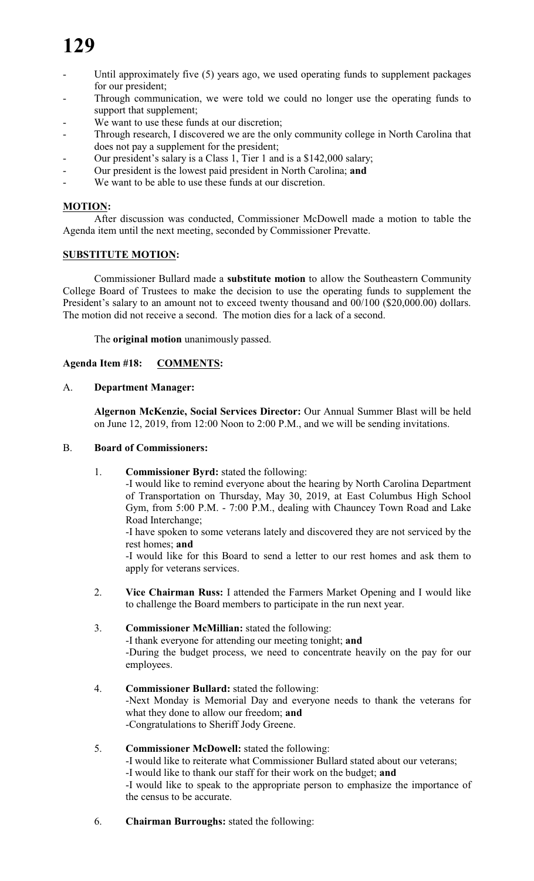- Until approximately five (5) years ago, we used operating funds to supplement packages for our president;
- Through communication, we were told we could no longer use the operating funds to support that supplement;
- We want to use these funds at our discretion;
- Through research, I discovered we are the only community college in North Carolina that does not pay a supplement for the president;
- Our president's salary is a Class 1, Tier 1 and is a $142,000 salary;
- Our president is the lowest paid president in North Carolina; **and**
- We want to be able to use these funds at our discretion.

**MOTION:**

After discussion was conducted, Commissioner McDowell made a motion to table the Agenda item until the next meeting, seconded by Commissioner Prevatte.

**SUBSTITUTE MOTION:**

Commissioner Bullard made a **substitute motion** to allow the Southeastern Community College Board of Trustees to make the decision to use the operating funds to supplement the President's salary to an amount not to exceed twenty thousand and 00/100 ($20,000.00) dollars. The motion did not receive a second. The motion dies for a lack of a second.

The **original motion** unanimously passed.

**Agenda Item #18: COMMENTS:**

A. **Department Manager:**

**Algernon McKenzie, Social Services Director:** Our Annual Summer Blast will be held on June 12, 2019, from 12:00 Noon to 2:00 P.M., and we will be sending invitations.

B. **Board of Commissioners:**

1. **Commissioner Byrd:** stated the following:
   -I would like to remind everyone about the hearing by North Carolina Department of Transportation on Thursday, May 30, 2019, at East Columbus High School Gym, from 5:00 P.M. - 7:00 P.M., dealing with Chauncey Town Road and Lake Road Interchange;
   -I have spoken to some veterans lately and discovered they are not serviced by the rest homes; **and**
   -I would like for this Board to send a letter to our rest homes and ask them to apply for veterans services.

2. **Vice Chairman Russ:** I attended the Farmers Market Opening and I would like to challenge the Board members to participate in the run next year.

3. **Commissioner McMillian:** stated the following:
   -I thank everyone for attending our meeting tonight; **and**
   -During the budget process, we need to concentrate heavily on the pay for our employees.

4. **Commissioner Bullard:** stated the following:
   -Next Monday is Memorial Day and everyone needs to thank the veterans for what they done to allow our freedom; **and**
   -Congratulations to Sheriff Jody Greene.

5. **Commissioner McDowell:** stated the following:
   -I would like to reiterate what Commissioner Bullard stated about our veterans;
   -I would like to thank our staff for their work on the budget; **and**
   -I would like to speak to the appropriate person to emphasize the importance of the census to be accurate.

6. **Chairman Burroughs:** stated the following: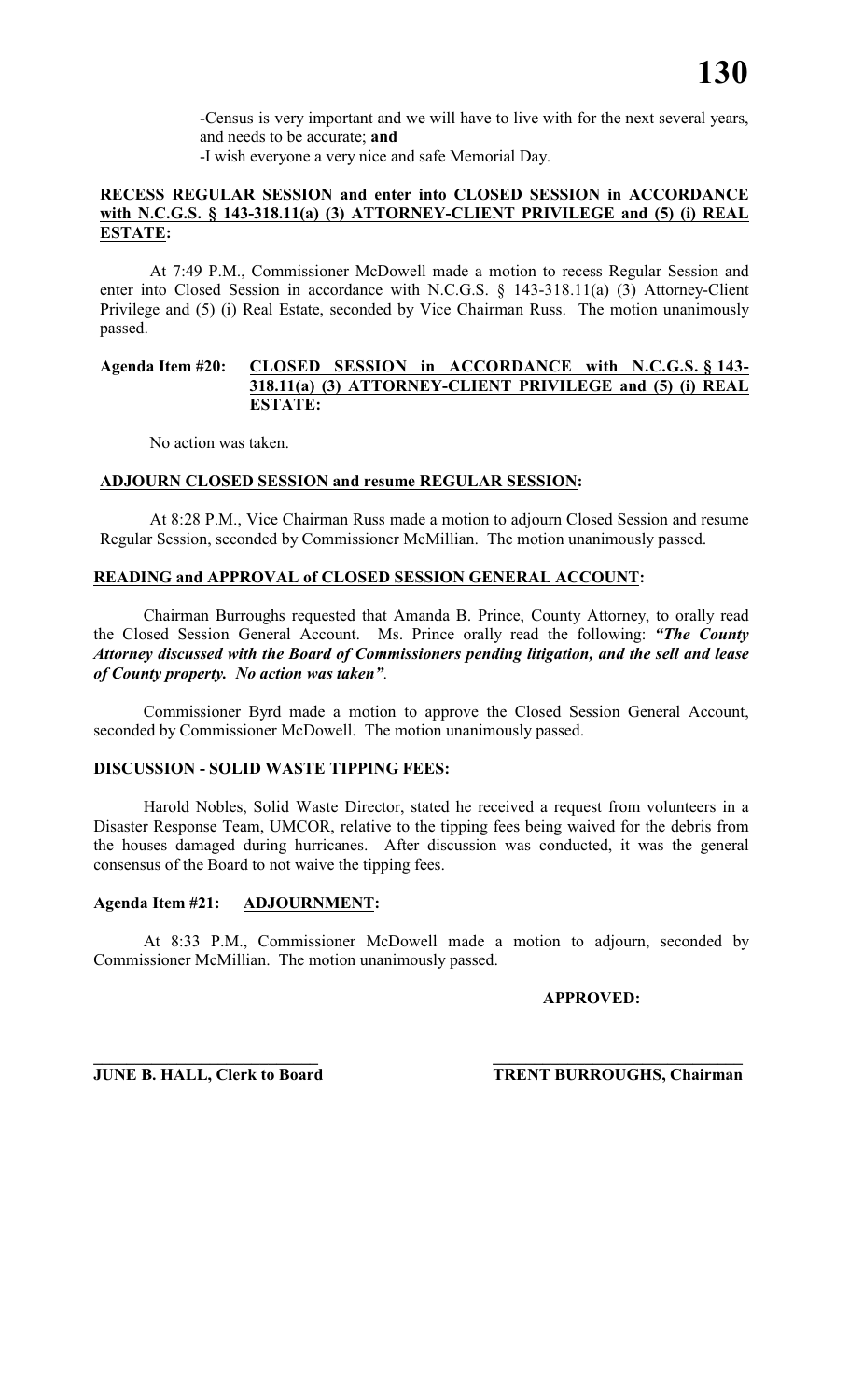-Census is very important and we will have to live with for the next several years, and needs to be accurate; **and**

-I wish everyone a very nice and safe Memorial Day.

**RECESS REGULAR SESSION and enter into CLOSED SESSION in ACCORDANCE with N.C.G.S. § 143-318.11(a) (3) ATTORNEY-CLIENT PRIVILEGE and (5) (i) REAL ESTATE:**

At 7:49 P.M., Commissioner McDowell made a motion to recess Regular Session and enter into Closed Session in accordance with N.C.G.S. § 143-318.11(a) (3) Attorney-Client Privilege and (5) (i) Real Estate, seconded by Vice Chairman Russ. The motion unanimously passed.

**Agenda Item #20: CLOSED SESSION in ACCORDANCE with N.C.G.S. § 143-318.11(a) (3) ATTORNEY-CLIENT PRIVILEGE and (5) (i) REAL ESTATE:**

No action was taken.

**ADJOURN CLOSED SESSION and resume REGULAR SESSION:**

At 8:28 P.M., Vice Chairman Russ made a motion to adjourn Closed Session and resume Regular Session, seconded by Commissioner McMillian. The motion unanimously passed.

**READING and APPROVAL of CLOSED SESSION GENERAL ACCOUNT:**

Chairman Burroughs requested that Amanda B. Prince, County Attorney, to orally read the Closed Session General Account. Ms. Prince orally read the following: ***"The County Attorney discussed with the Board of Commissioners pending litigation, and the sell and lease of County property. No action was taken"***.

Commissioner Byrd made a motion to approve the Closed Session General Account, seconded by Commissioner McDowell. The motion unanimously passed.

**DISCUSSION - SOLID WASTE TIPPING FEES:**

Harold Nobles, Solid Waste Director, stated he received a request from volunteers in a Disaster Response Team, UMCOR, relative to the tipping fees being waived for the debris from the houses damaged during hurricanes. After discussion was conducted, it was the general consensus of the Board to not waive the tipping fees.

**Agenda Item #21: ADJOURNMENT:**

At 8:33 P.M., Commissioner McDowell made a motion to adjourn, seconded by Commissioner McMillian. The motion unanimously passed.

**APPROVED:**

**JUNE B. HALL, Clerk to Board**

**TRENT BURROUGHS, Chairman**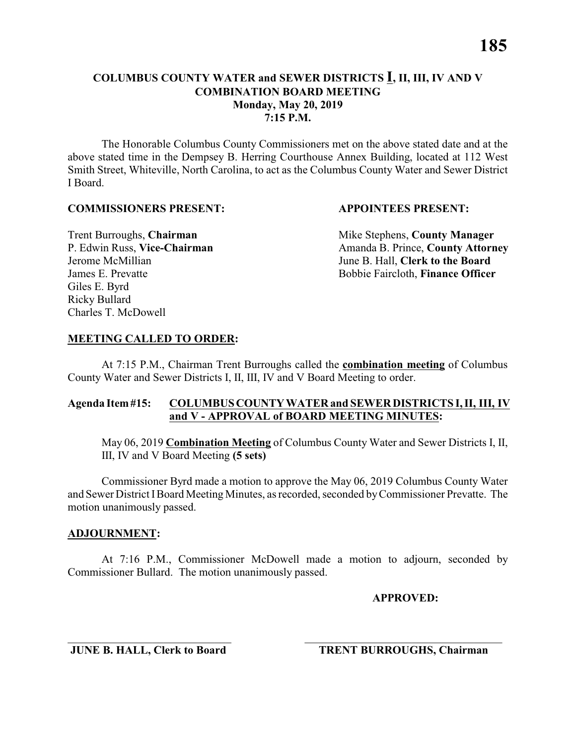## COLUMBUS COUNTY WATER and SEWER DISTRICTS <u>I</u>, II, III, IV AND V
## COMBINATION BOARD MEETING
### Monday, May 20, 2019
### 7:15 P.M.

The Honorable Columbus County Commissioners met on the above stated date and at the above stated time in the Dempsey B. Herring Courthouse Annex Building, located at 112 West Smith Street, Whiteville, North Carolina, to act as the Columbus County Water and Sewer District I Board.

**COMMISSIONERS PRESENT:**

Trent Burroughs, **Chairman**
P. Edwin Russ, **Vice-Chairman**
Jerome McMillian
James E. Prevatte
Giles E. Byrd
Ricky Bullard
Charles T. McDowell

**APPOINTEES PRESENT:**

Mike Stephens, **County Manager**
Amanda B. Prince, **County Attorney**
June B. Hall, **Clerk to the Board**
Bobbie Faircloth, **Finance Officer**

**<u>MEETING CALLED TO ORDER</u>:**

At 7:15 P.M., Chairman Trent Burroughs called the **<u>combination meeting</u>** of Columbus County Water and Sewer Districts I, II, III, IV and V Board Meeting to order.

**Agenda Item #15: <u>COLUMBUS COUNTY WATER and SEWER DISTRICTS I, II, III, IV and V - APPROVAL of BOARD MEETING MINUTES</u>:**

May 06, 2019 **<u>Combination Meeting</u>** of Columbus County Water and Sewer Districts I, II, III, IV and V Board Meeting **(5 sets)**

Commissioner Byrd made a motion to approve the May 06, 2019 Columbus County Water and Sewer District I Board Meeting Minutes, as recorded, seconded by Commissioner Prevatte. The motion unanimously passed.

**<u>ADJOURNMENT</u>:**

At 7:16 P.M., Commissioner McDowell made a motion to adjourn, seconded by Commissioner Bullard. The motion unanimously passed.

**APPROVED:**

\_\_\_\_\_\_\_\_\_\_\_\_\_\_\_\_\_\_\_\_\_\_\_\_\_\_\_\_\_\_
**JUNE B. HALL, Clerk to Board**

\_\_\_\_\_\_\_\_\_\_\_\_\_\_\_\_\_\_\_\_\_\_\_\_\_\_\_\_\_\_
**TRENT BURROUGHS, Chairman**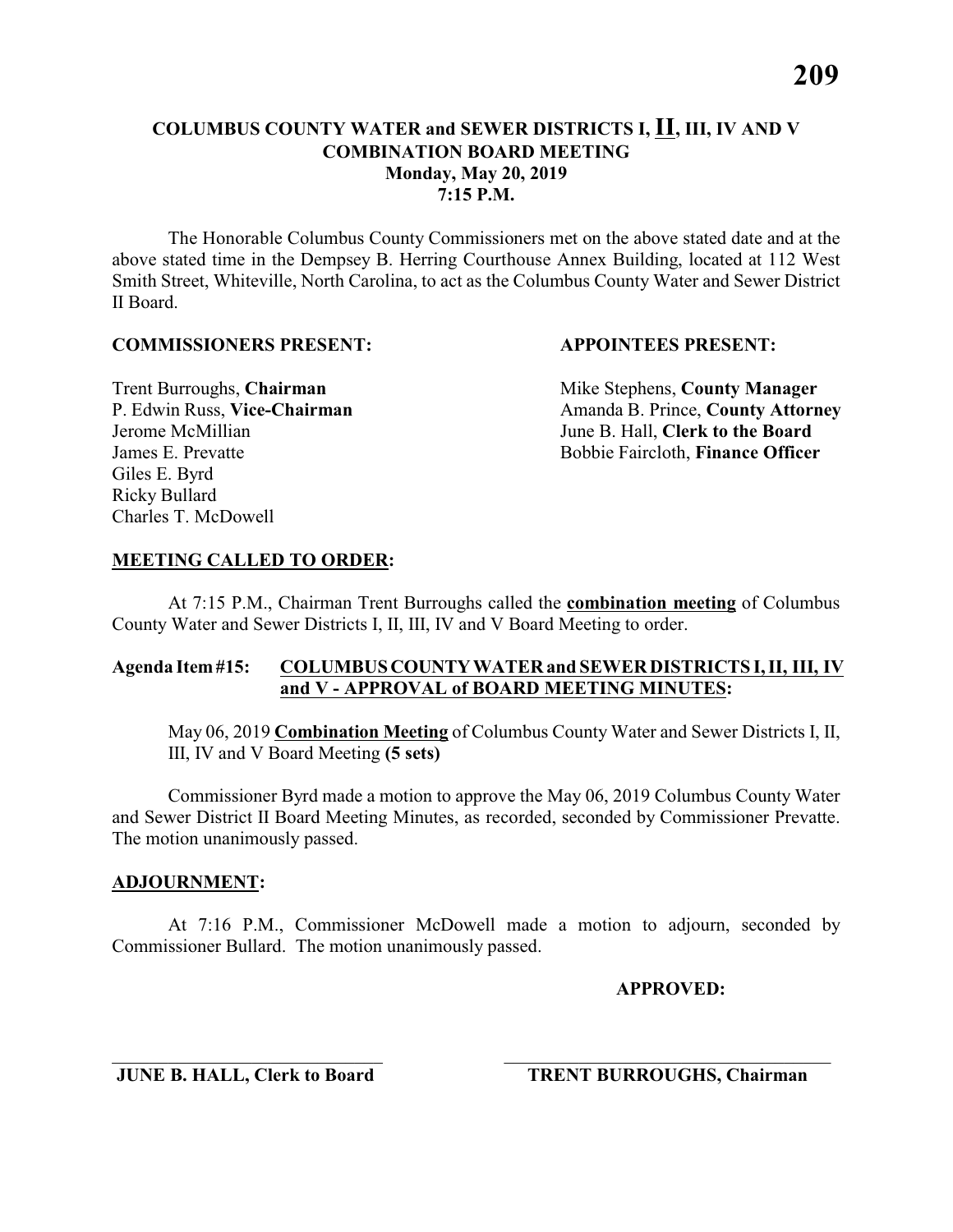# COLUMBUS COUNTY WATER and SEWER DISTRICTS I, II, III, IV AND V
## COMBINATION BOARD MEETING
### Monday, May 20, 2019
### 7:15 P.M.

The Honorable Columbus County Commissioners met on the above stated date and at the above stated time in the Dempsey B. Herring Courthouse Annex Building, located at 112 West Smith Street, Whiteville, North Carolina, to act as the Columbus County Water and Sewer District II Board.

**COMMISSIONERS PRESENT:**

Trent Burroughs, **Chairman**
P. Edwin Russ, **Vice-Chairman**
Jerome McMillian
James E. Prevatte
Giles E. Byrd
Ricky Bullard
Charles T. McDowell

**APPOINTEES PRESENT:**

Mike Stephens, **County Manager**
Amanda B. Prince, **County Attorney**
June B. Hall, **Clerk to the Board**
Bobbie Faircloth, **Finance Officer**

**MEETING CALLED TO ORDER:**

At 7:15 P.M., Chairman Trent Burroughs called the **combination meeting** of Columbus County Water and Sewer Districts I, II, III, IV and V Board Meeting to order.

**Agenda Item #15: COLUMBUS COUNTY WATER and SEWER DISTRICTS I, II, III, IV and V - APPROVAL of BOARD MEETING MINUTES:**

May 06, 2019 **Combination Meeting** of Columbus County Water and Sewer Districts I, II, III, IV and V Board Meeting **(5 sets)**

Commissioner Byrd made a motion to approve the May 06, 2019 Columbus County Water and Sewer District II Board Meeting Minutes, as recorded, seconded by Commissioner Prevatte. The motion unanimously passed.

**ADJOURNMENT:**

At 7:16 P.M., Commissioner McDowell made a motion to adjourn, seconded by Commissioner Bullard. The motion unanimously passed.

**APPROVED:**

\_\_\_\_\_\_\_\_\_\_\_\_\_\_\_\_\_\_\_\_\_\_\_\_\_\_\_\_
**JUNE B. HALL, Clerk to Board**

\_\_\_\_\_\_\_\_\_\_\_\_\_\_\_\_\_\_\_\_\_\_\_\_\_\_\_\_
**TRENT BURROUGHS, Chairman**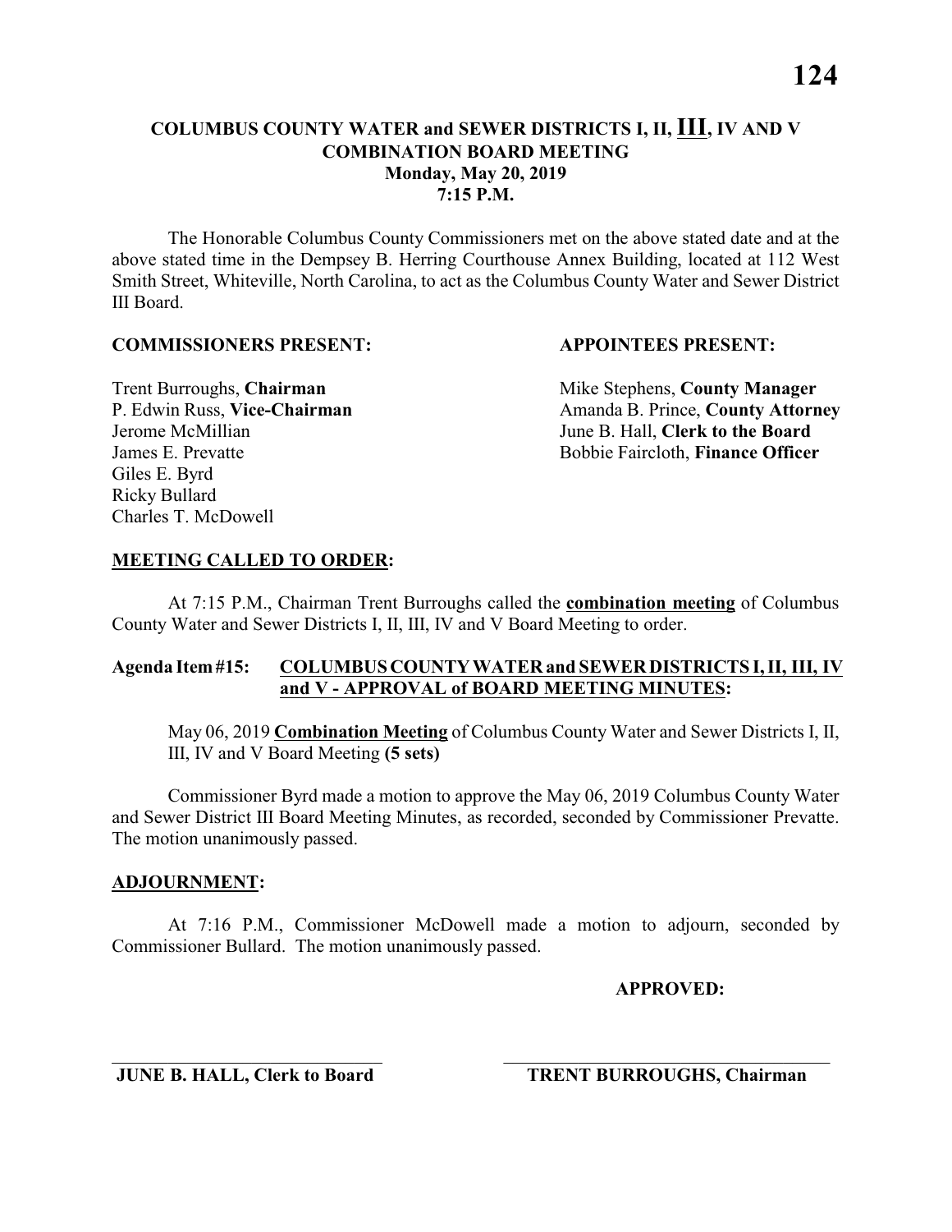**COLUMBUS COUNTY WATER and SEWER DISTRICTS I, II, III, IV AND V**
**COMBINATION BOARD MEETING**
**Monday, May 20, 2019**
**7:15 P.M.**

The Honorable Columbus County Commissioners met on the above stated date and at the above stated time in the Dempsey B. Herring Courthouse Annex Building, located at 112 West Smith Street, Whiteville, North Carolina, to act as the Columbus County Water and Sewer District III Board.

**COMMISSIONERS PRESENT:**

Trent Burroughs, **Chairman**
P. Edwin Russ, **Vice-Chairman**
Jerome McMillian
James E. Prevatte
Giles E. Byrd
Ricky Bullard
Charles T. McDowell

**APPOINTEES PRESENT:**

Mike Stephens, **County Manager**
Amanda B. Prince, **County Attorney**
June B. Hall, **Clerk to the Board**
Bobbie Faircloth, **Finance Officer**

**MEETING CALLED TO ORDER:**

At 7:15 P.M., Chairman Trent Burroughs called the **combination meeting** of Columbus County Water and Sewer Districts I, II, III, IV and V Board Meeting to order.

**Agenda Item #15: COLUMBUS COUNTY WATER and SEWER DISTRICTS I, II, III, IV and V - APPROVAL of BOARD MEETING MINUTES:**

May 06, 2019 **Combination Meeting** of Columbus County Water and Sewer Districts I, II, III, IV and V Board Meeting **(5 sets)**

Commissioner Byrd made a motion to approve the May 06, 2019 Columbus County Water and Sewer District III Board Meeting Minutes, as recorded, seconded by Commissioner Prevatte. The motion unanimously passed.

**ADJOURNMENT:**

At 7:16 P.M., Commissioner McDowell made a motion to adjourn, seconded by Commissioner Bullard. The motion unanimously passed.

**APPROVED:**

\_\_\_\_\_\_\_\_\_\_\_\_\_\_\_\_\_\_\_\_\_\_\_\_\_\_\_\_\_\_ \_\_\_\_\_\_\_\_\_\_\_\_\_\_\_\_\_\_\_\_\_\_\_\_\_\_\_\_\_\_

**JUNE B. HALL, Clerk to Board** **TRENT BURROUGHS, Chairman**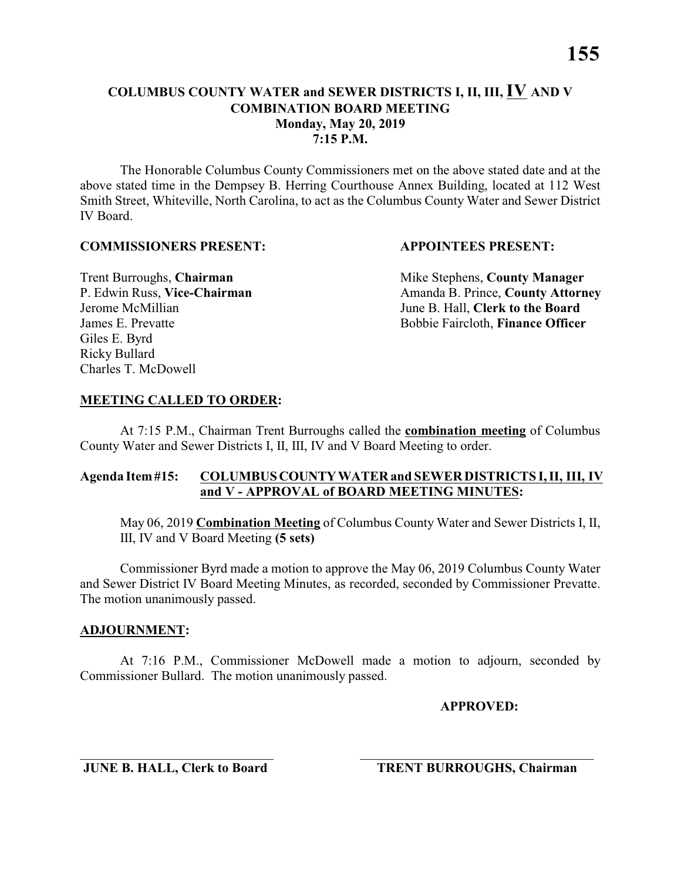**COLUMBUS COUNTY WATER and SEWER DISTRICTS I, II, III, IV AND V**
**COMBINATION BOARD MEETING**
**Monday, May 20, 2019**
**7:15 P.M.**

The Honorable Columbus County Commissioners met on the above stated date and at the above stated time in the Dempsey B. Herring Courthouse Annex Building, located at 112 West Smith Street, Whiteville, North Carolina, to act as the Columbus County Water and Sewer District IV Board.

**COMMISSIONERS PRESENT:**

Trent Burroughs, **Chairman**
P. Edwin Russ, **Vice-Chairman**
Jerome McMillian
James E. Prevatte
Giles E. Byrd
Ricky Bullard
Charles T. McDowell

**APPOINTEES PRESENT:**

Mike Stephens, **County Manager**
Amanda B. Prince, **County Attorney**
June B. Hall, **Clerk to the Board**
Bobbie Faircloth, **Finance Officer**

**MEETING CALLED TO ORDER:**

At 7:15 P.M., Chairman Trent Burroughs called the **combination meeting** of Columbus County Water and Sewer Districts I, II, III, IV and V Board Meeting to order.

**Agenda Item #15: COLUMBUS COUNTY WATER and SEWER DISTRICTS I, II, III, IV and V - APPROVAL of BOARD MEETING MINUTES:**

May 06, 2019 **Combination Meeting** of Columbus County Water and Sewer Districts I, II, III, IV and V Board Meeting **(5 sets)**

Commissioner Byrd made a motion to approve the May 06, 2019 Columbus County Water and Sewer District IV Board Meeting Minutes, as recorded, seconded by Commissioner Prevatte. The motion unanimously passed.

**ADJOURNMENT:**

At 7:16 P.M., Commissioner McDowell made a motion to adjourn, seconded by Commissioner Bullard. The motion unanimously passed.

**APPROVED:**

\_\_\_\_\_\_\_\_\_\_\_\_\_\_\_\_\_\_\_\_\_\_\_\_\_\_\_\_\_\_
**JUNE B. HALL, Clerk to Board**

\_\_\_\_\_\_\_\_\_\_\_\_\_\_\_\_\_\_\_\_\_\_\_\_\_\_\_\_\_\_
**TRENT BURROUGHS, Chairman**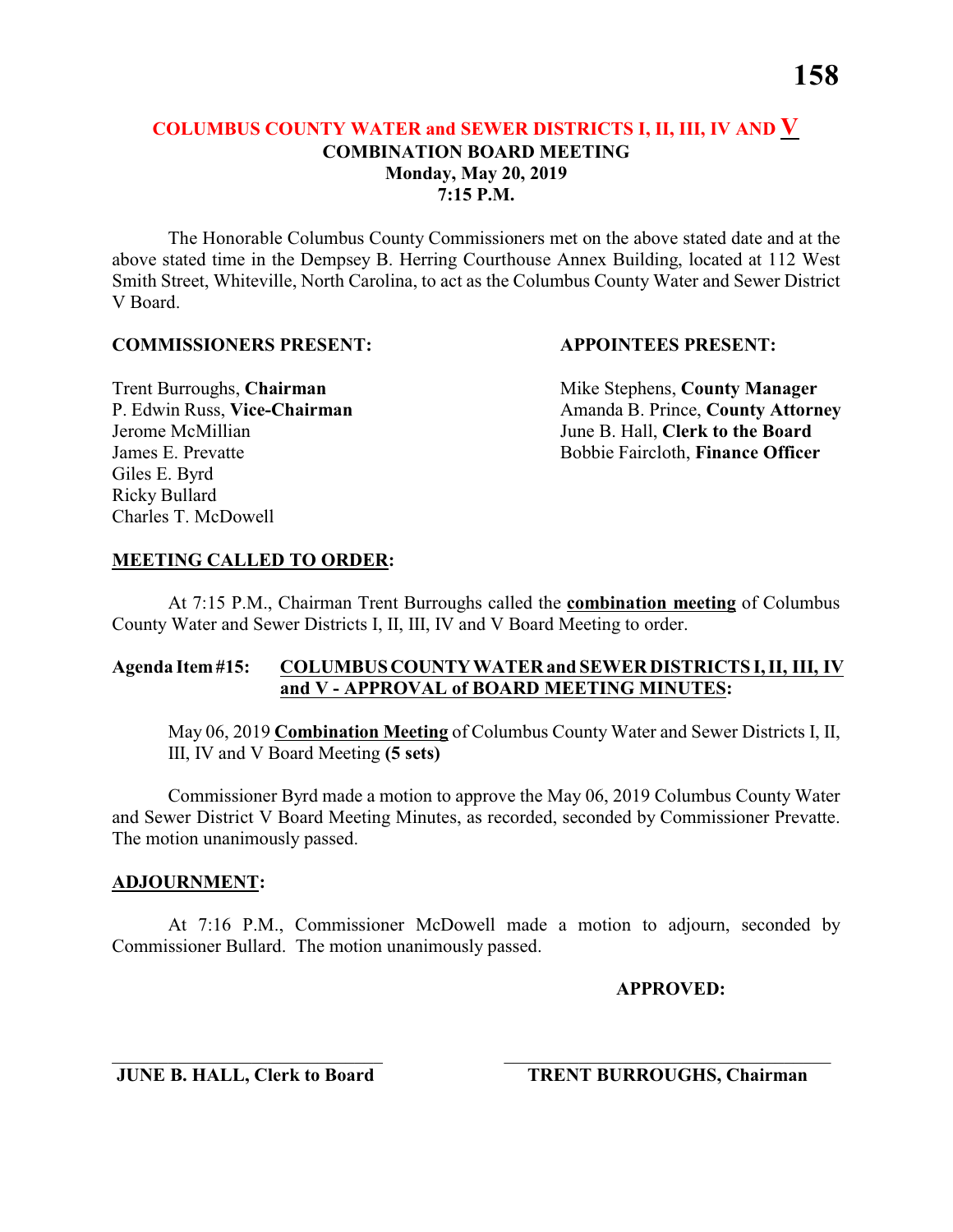## COLUMBUS COUNTY WATER and SEWER DISTRICTS I, II, III, IV AND V

**COMBINATION BOARD MEETING**
**Monday, May 20, 2019**
**7:15 P.M.**

The Honorable Columbus County Commissioners met on the above stated date and at the above stated time in the Dempsey B. Herring Courthouse Annex Building, located at 112 West Smith Street, Whiteville, North Carolina, to act as the Columbus County Water and Sewer District V Board.

**COMMISSIONERS PRESENT:**

Trent Burroughs, **Chairman**
P. Edwin Russ, **Vice-Chairman**
Jerome McMillian
James E. Prevatte
Giles E. Byrd
Ricky Bullard
Charles T. McDowell

**APPOINTEES PRESENT:**

Mike Stephens, **County Manager**
Amanda B. Prince, **County Attorney**
June B. Hall, **Clerk to the Board**
Bobbie Faircloth, **Finance Officer**

**MEETING CALLED TO ORDER:**

At 7:15 P.M., Chairman Trent Burroughs called the **combination meeting** of Columbus County Water and Sewer Districts I, II, III, IV and V Board Meeting to order.

**Agenda Item #15: COLUMBUS COUNTY WATER and SEWER DISTRICTS I, II, III, IV and V - APPROVAL of BOARD MEETING MINUTES:**

May 06, 2019 **Combination Meeting** of Columbus County Water and Sewer Districts I, II, III, IV and V Board Meeting **(5 sets)**

Commissioner Byrd made a motion to approve the May 06, 2019 Columbus County Water and Sewer District V Board Meeting Minutes, as recorded, seconded by Commissioner Prevatte. The motion unanimously passed.

**ADJOURNMENT:**

At 7:16 P.M., Commissioner McDowell made a motion to adjourn, seconded by Commissioner Bullard. The motion unanimously passed.

**APPROVED:**

\_\_\_\_\_\_\_\_\_\_\_\_\_\_\_\_\_\_\_\_\_\_\_\_\_\_\_\_
**JUNE B. HALL, Clerk to Board**

\_\_\_\_\_\_\_\_\_\_\_\_\_\_\_\_\_\_\_\_\_\_\_\_\_\_\_\_
**TRENT BURROUGHS, Chairman**